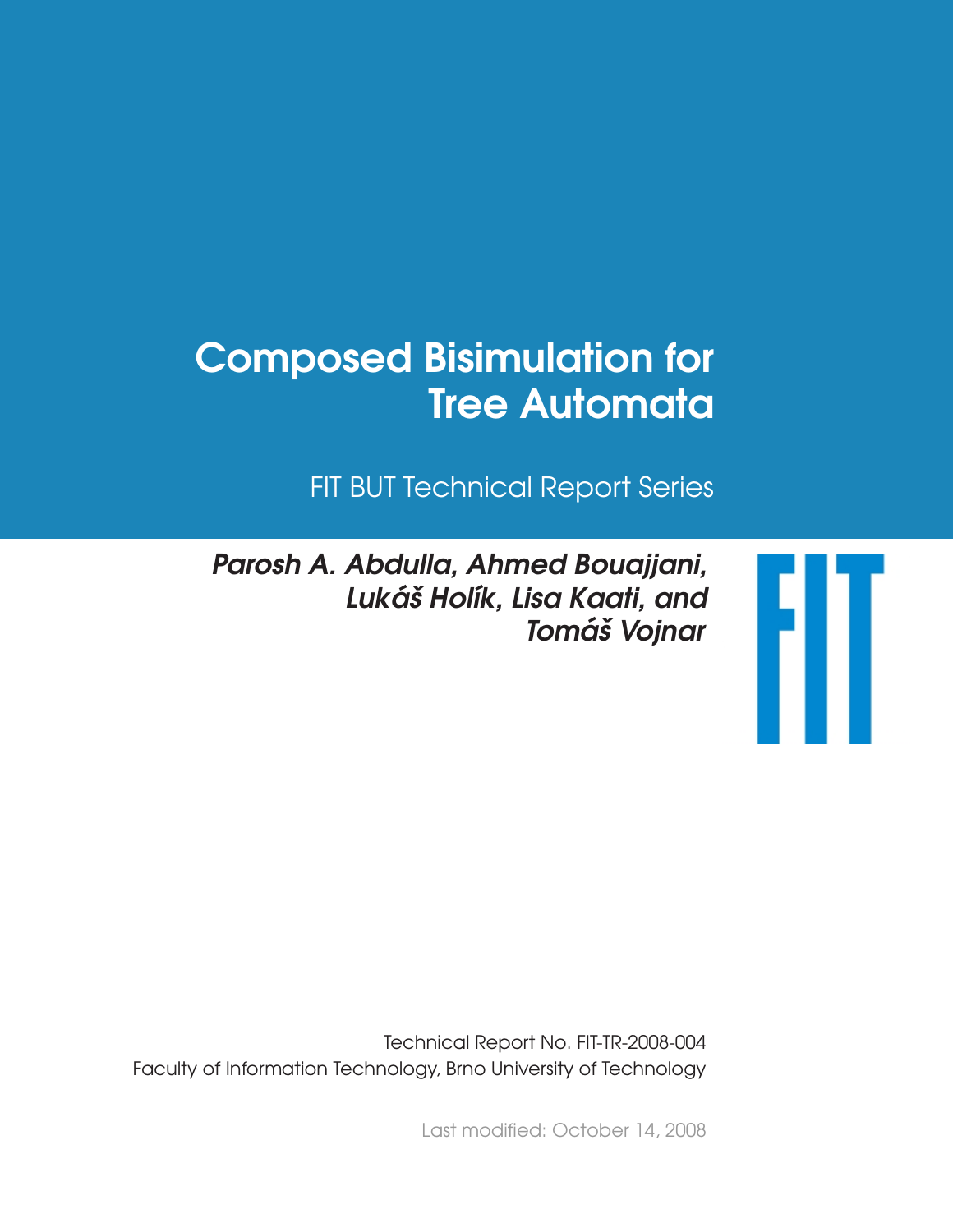# Composed Bisimulation for Tree Automata

FIT BUT Technical Report Series

***Parosh A. Abdulla, Ahmed Bouajjani, Lukáš Holík, Lisa Kaati, and Tomáš Vojnar***

Technical Report No. FIT-TR-2008-004
Faculty of Information Technology, Brno University of Technology

Last modified: October 14, 2008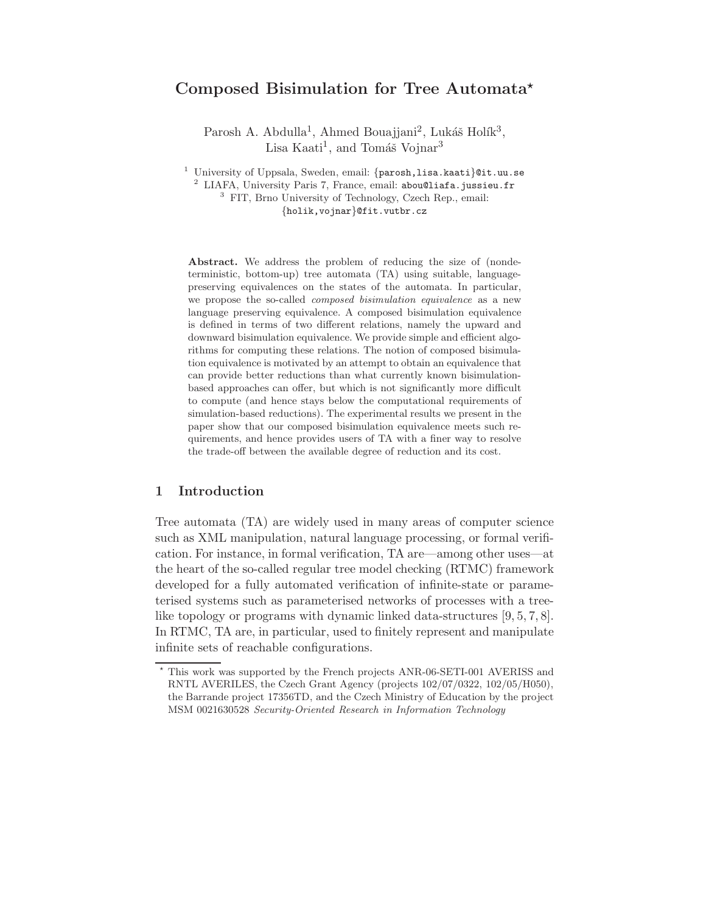# Composed Bisimulation for Tree Automata*

Parosh A. Abdulla[1], Ahmed Bouajjani[2], Lukáš Holík[3], Lisa Kaati[1], and Tomáš Vojnar[3]

[1] University of Uppsala, Sweden, email: {parosh,lisa.kaati}@it.uu.se
[2] LIAFA, University Paris 7, France, email: abou@liafa.jussieu.fr
[3] FIT, Brno University of Technology, Czech Rep., email: {holik,vojnar}@fit.vutbr.cz

**Abstract.** We address the problem of reducing the size of (nondeterministic, bottom-up) tree automata (TA) using suitable, language-preserving equivalences on the states of the automata. In particular, we propose the so-called *composed bisimulation equivalence* as a new language preserving equivalence. A composed bisimulation equivalence is defined in terms of two different relations, namely the upward and downward bisimulation equivalence. We provide simple and efficient algorithms for computing these relations. The notion of composed bisimulation equivalence is motivated by an attempt to obtain an equivalence that can provide better reductions than what currently known bisimulation-based approaches can offer, but which is not significantly more difficult to compute (and hence stays below the computational requirements of simulation-based reductions). The experimental results we present in the paper show that our composed bisimulation equivalence meets such requirements, and hence provides users of TA with a finer way to resolve the trade-off between the available degree of reduction and its cost.

## 1 Introduction

Tree automata (TA) are widely used in many areas of computer science such as XML manipulation, natural language processing, or formal verification. For instance, in formal verification, TA are—among other uses—at the heart of the so-called regular tree model checking (RTMC) framework developed for a fully automated verification of infinite-state or parameterised systems such as parameterised networks of processes with a tree-like topology or programs with dynamic linked data-structures [9, 5, 7, 8]. In RTMC, TA are, in particular, used to finitely represent and manipulate infinite sets of reachable configurations.

* This work was supported by the French projects ANR-06-SETI-001 AVERISS and RNTL AVERILES, the Czech Grant Agency (projects 102/07/0322, 102/05/H050), the Barrande project 17356TD, and the Czech Ministry of Education by the project MSM 0021630528 *Security-Oriented Research in Information Technology*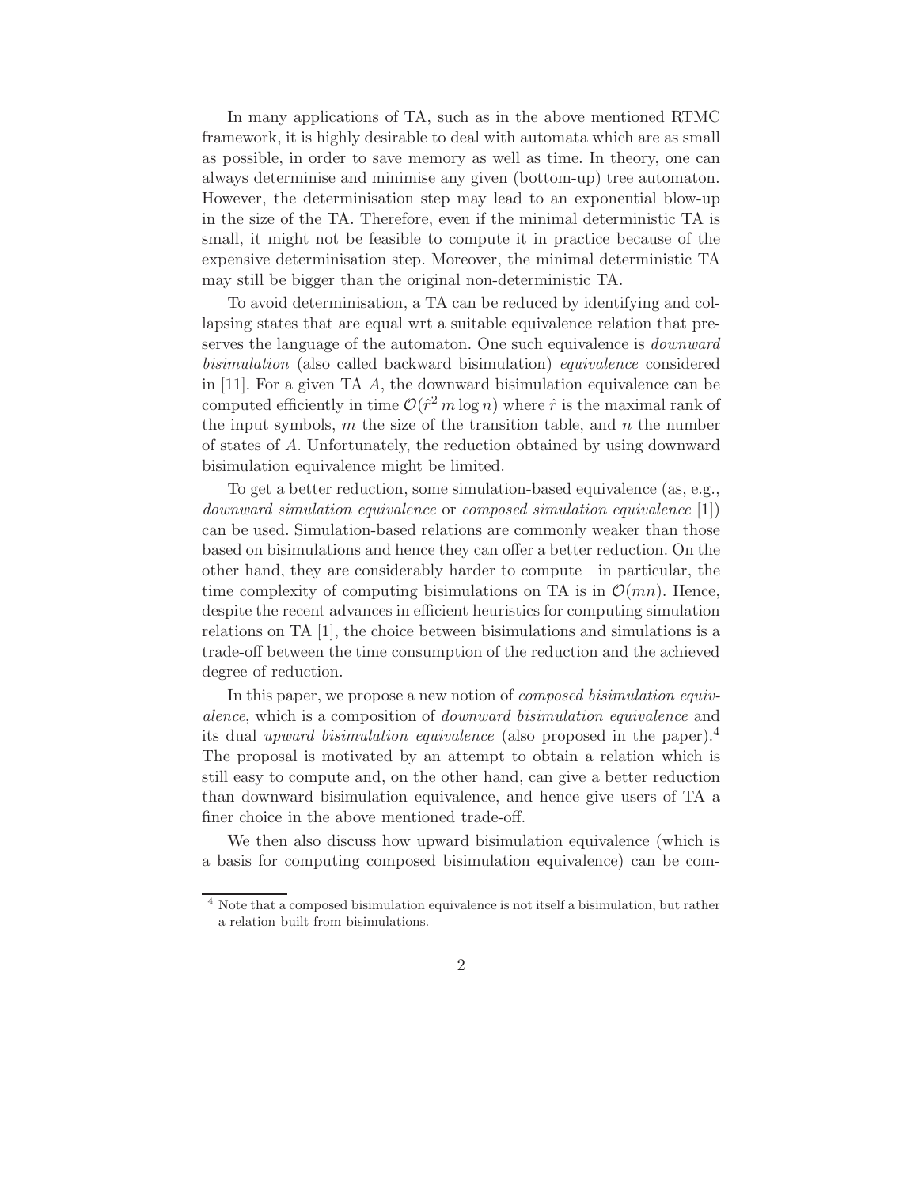In many applications of TA, such as in the above mentioned RTMC framework, it is highly desirable to deal with automata which are as small as possible, in order to save memory as well as time. In theory, one can always determinise and minimise any given (bottom-up) tree automaton. However, the determinisation step may lead to an exponential blow-up in the size of the TA. Therefore, even if the minimal deterministic TA is small, it might not be feasible to compute it in practice because of the expensive determinisation step. Moreover, the minimal deterministic TA may still be bigger than the original non-deterministic TA.

To avoid determinisation, a TA can be reduced by identifying and collapsing states that are equal wrt a suitable equivalence relation that preserves the language of the automaton. One such equivalence is *downward bisimulation* (also called backward bisimulation) *equivalence* considered in [11]. For a given TA $A$, the downward bisimulation equivalence can be computed efficiently in time $\mathcal{O}(\hat{r}^2\, m \log n)$ where $\hat{r}$ is the maximal rank of the input symbols, $m$ the size of the transition table, and $n$ the number of states of $A$. Unfortunately, the reduction obtained by using downward bisimulation equivalence might be limited.

To get a better reduction, some simulation-based equivalence (as, e.g., *downward simulation equivalence* or *composed simulation equivalence* [1]) can be used. Simulation-based relations are commonly weaker than those based on bisimulations and hence they can offer a better reduction. On the other hand, they are considerably harder to compute—in particular, the time complexity of computing bisimulations on TA is in $\mathcal{O}(mn)$. Hence, despite the recent advances in efficient heuristics for computing simulation relations on TA [1], the choice between bisimulations and simulations is a trade-off between the time consumption of the reduction and the achieved degree of reduction.

In this paper, we propose a new notion of *composed bisimulation equivalence*, which is a composition of *downward bisimulation equivalence* and its dual *upward bisimulation equivalence* (also proposed in the paper).[4] The proposal is motivated by an attempt to obtain a relation which is still easy to compute and, on the other hand, can give a better reduction than downward bisimulation equivalence, and hence give users of TA a finer choice in the above mentioned trade-off.

We then also discuss how upward bisimulation equivalence (which is a basis for computing composed bisimulation equivalence) can be com-

[4] Note that a composed bisimulation equivalence is not itself a bisimulation, but rather a relation built from bisimulations.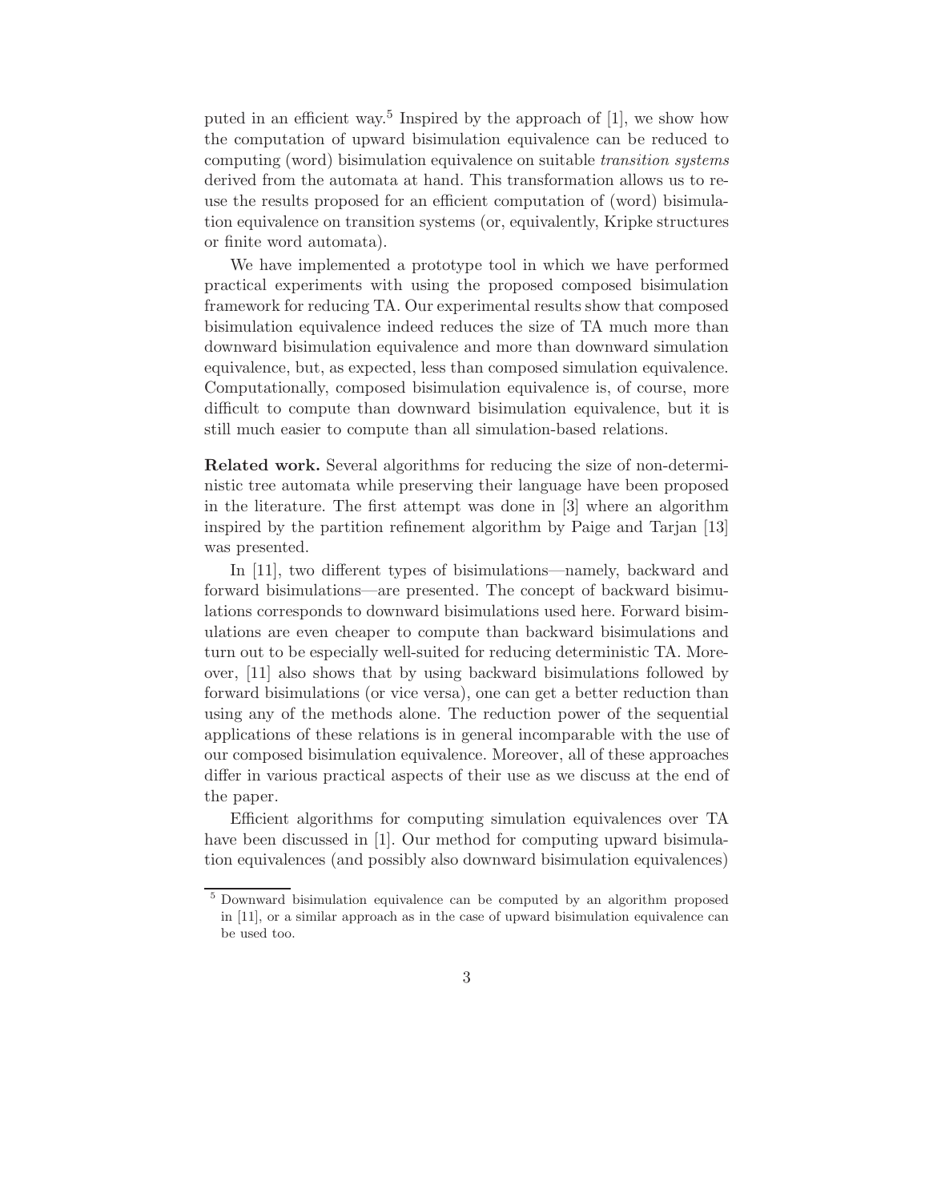puted in an efficient way.[5] Inspired by the approach of [1], we show how the computation of upward bisimulation equivalence can be reduced to computing (word) bisimulation equivalence on suitable *transition systems* derived from the automata at hand. This transformation allows us to re-use the results proposed for an efficient computation of (word) bisimulation equivalence on transition systems (or, equivalently, Kripke structures or finite word automata).

We have implemented a prototype tool in which we have performed practical experiments with using the proposed composed bisimulation framework for reducing TA. Our experimental results show that composed bisimulation equivalence indeed reduces the size of TA much more than downward bisimulation equivalence and more than downward simulation equivalence, but, as expected, less than composed simulation equivalence. Computationally, composed bisimulation equivalence is, of course, more difficult to compute than downward bisimulation equivalence, but it is still much easier to compute than all simulation-based relations.

**Related work.** Several algorithms for reducing the size of non-deterministic tree automata while preserving their language have been proposed in the literature. The first attempt was done in [3] where an algorithm inspired by the partition refinement algorithm by Paige and Tarjan [13] was presented.

In [11], two different types of bisimulations—namely, backward and forward bisimulations—are presented. The concept of backward bisimulations corresponds to downward bisimulations used here. Forward bisimulations are even cheaper to compute than backward bisimulations and turn out to be especially well-suited for reducing deterministic TA. Moreover, [11] also shows that by using backward bisimulations followed by forward bisimulations (or vice versa), one can get a better reduction than using any of the methods alone. The reduction power of the sequential applications of these relations is in general incomparable with the use of our composed bisimulation equivalence. Moreover, all of these approaches differ in various practical aspects of their use as we discuss at the end of the paper.

Efficient algorithms for computing simulation equivalences over TA have been discussed in [1]. Our method for computing upward bisimulation equivalences (and possibly also downward bisimulation equivalences)

[5] Downward bisimulation equivalence can be computed by an algorithm proposed in [11], or a similar approach as in the case of upward bisimulation equivalence can be used too.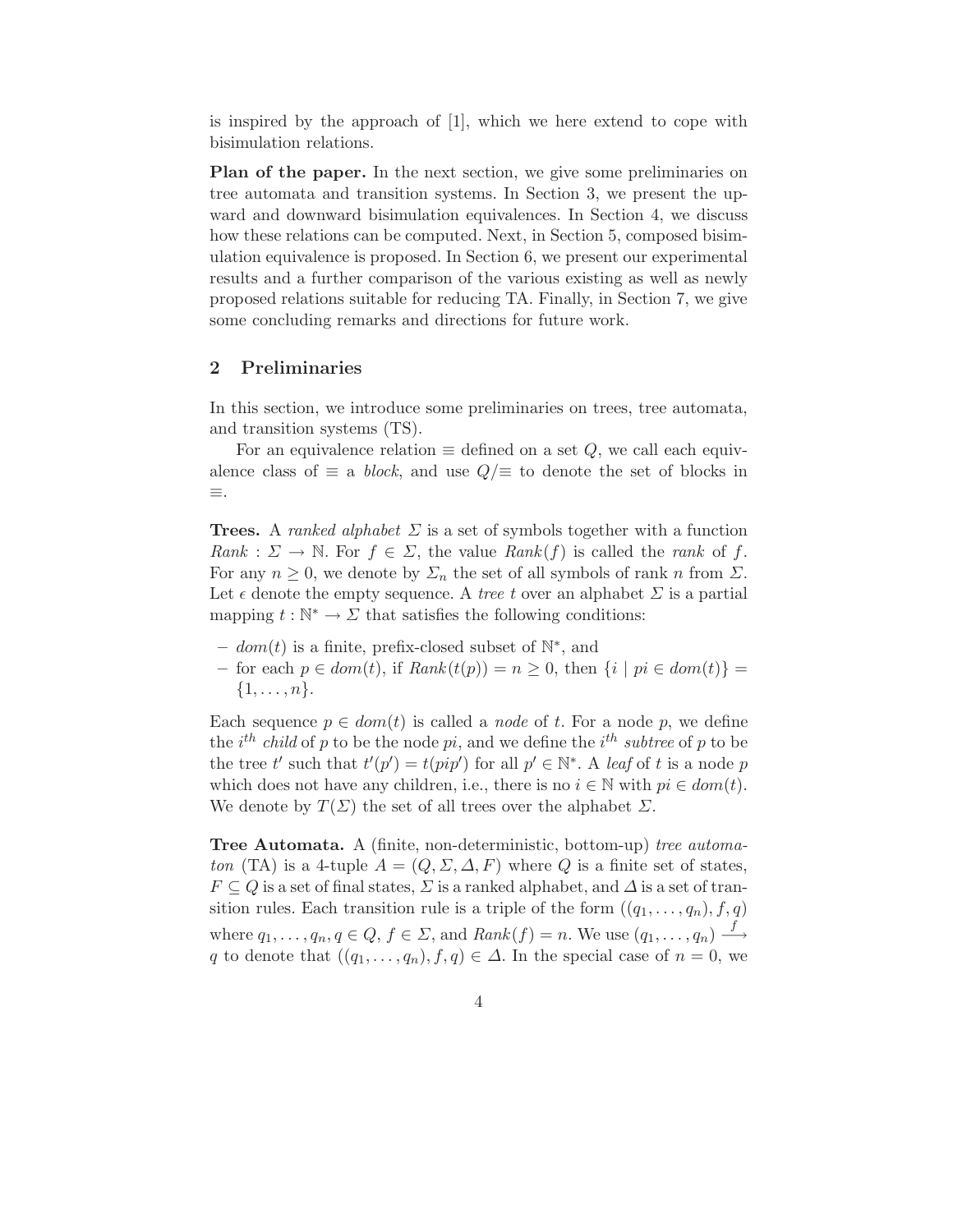is inspired by the approach of [1], which we here extend to cope with bisimulation relations.

**Plan of the paper.** In the next section, we give some preliminaries on tree automata and transition systems. In Section 3, we present the upward and downward bisimulation equivalences. In Section 4, we discuss how these relations can be computed. Next, in Section 5, composed bisimulation equivalence is proposed. In Section 6, we present our experimental results and a further comparison of the various existing as well as newly proposed relations suitable for reducing TA. Finally, in Section 7, we give some concluding remarks and directions for future work.

## 2 Preliminaries

In this section, we introduce some preliminaries on trees, tree automata, and transition systems (TS).

For an equivalence relation $\equiv$ defined on a set $Q$, we call each equivalence class of $\equiv$ a *block*, and use $Q/\!\equiv$ to denote the set of blocks in $\equiv$.

**Trees.** A *ranked alphabet* $\Sigma$ is a set of symbols together with a function $Rank : \Sigma \to \mathbb{N}$. For $f \in \Sigma$, the value $Rank(f)$ is called the *rank* of $f$. For any $n \geq 0$, we denote by $\Sigma_n$ the set of all symbols of rank $n$ from $\Sigma$. Let $\epsilon$ denote the empty sequence. A *tree* $t$ over an alphabet $\Sigma$ is a partial mapping $t : \mathbb{N}^* \to \Sigma$ that satisfies the following conditions:

- $dom(t)$ is a finite, prefix-closed subset of $\mathbb{N}^*$, and
- for each $p \in dom(t)$, if $Rank(t(p)) = n \geq 0$, then $\{i \mid pi \in dom(t)\} = \{1, \ldots, n\}$.

Each sequence $p \in dom(t)$ is called a *node* of $t$. For a node $p$, we define the $i^{th}$ *child* of $p$ to be the node $pi$, and we define the $i^{th}$ *subtree* of $p$ to be the tree $t'$ such that $t'(p') = t(pip')$ for all $p' \in \mathbb{N}^*$. A *leaf* of $t$ is a node $p$ which does not have any children, i.e., there is no $i \in \mathbb{N}$ with $pi \in dom(t)$. We denote by $T(\Sigma)$ the set of all trees over the alphabet $\Sigma$.

**Tree Automata.** A (finite, non-deterministic, bottom-up) *tree automaton* (TA) is a 4-tuple $A = (Q, \Sigma, \Delta, F)$ where $Q$ is a finite set of states, $F \subseteq Q$ is a set of final states, $\Sigma$ is a ranked alphabet, and $\Delta$ is a set of transition rules. Each transition rule is a triple of the form $((q_1, \ldots, q_n), f, q)$ where $q_1, \ldots, q_n, q \in Q$, $f \in \Sigma$, and $Rank(f) = n$. We use $(q_1, \ldots, q_n) \xrightarrow{f} q$ to denote that $((q_1, \ldots, q_n), f, q) \in \Delta$. In the special case of $n = 0$, we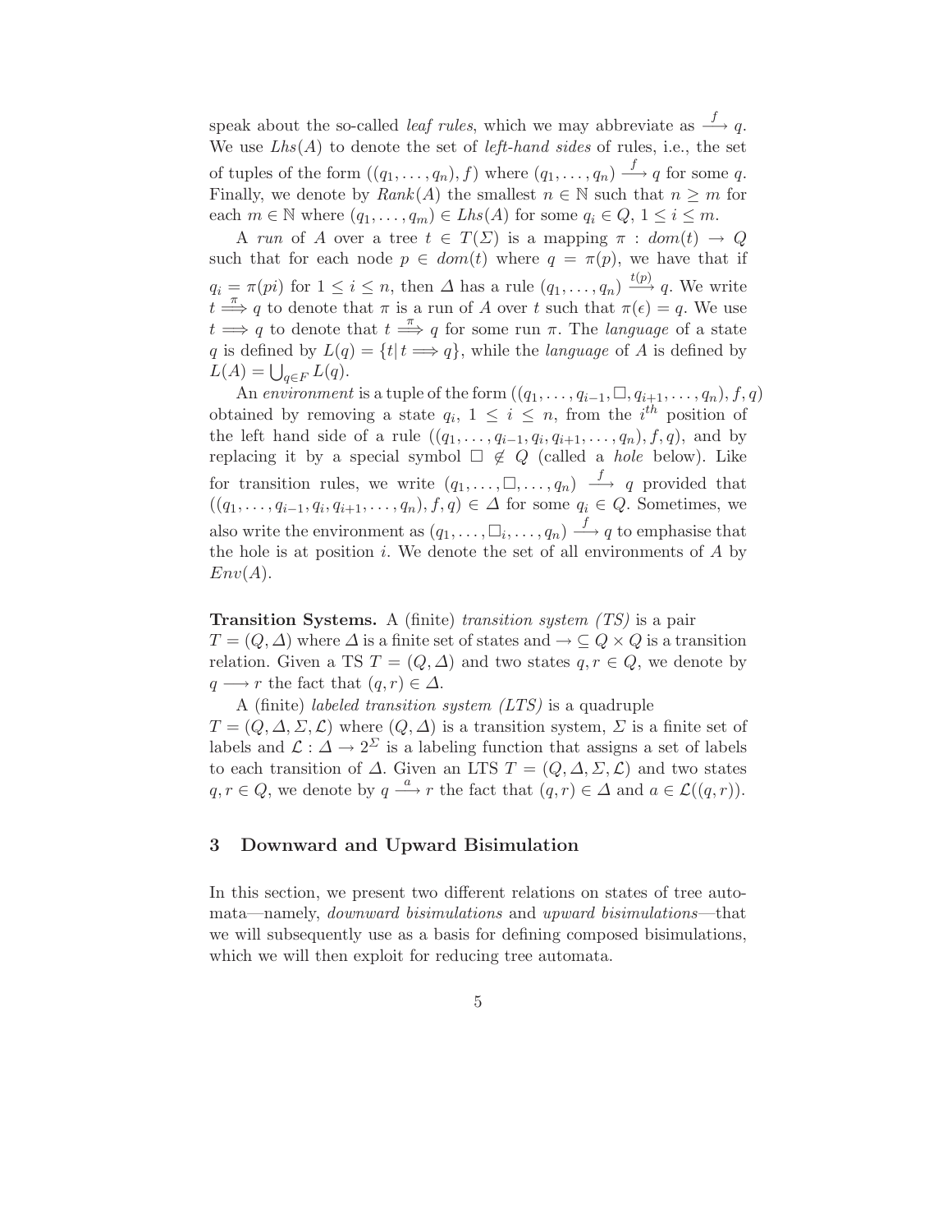speak about the so-called *leaf rules*, which we may abbreviate as $\xrightarrow{f} q$. We use $Lhs(A)$ to denote the set of *left-hand sides* of rules, i.e., the set of tuples of the form $((q_1, \ldots, q_n), f)$ where $(q_1, \ldots, q_n) \xrightarrow{f} q$ for some $q$. Finally, we denote by $Rank(A)$ the smallest $n \in \mathbb{N}$ such that $n \geq m$ for each $m \in \mathbb{N}$ where $(q_1, \ldots, q_m) \in Lhs(A)$ for some $q_i \in Q$, $1 \leq i \leq m$.

A *run* of $A$ over a tree $t \in T(\Sigma)$ is a mapping $\pi : dom(t) \rightarrow Q$ such that for each node $p \in dom(t)$ where $q = \pi(p)$, we have that if $q_i = \pi(pi)$ for $1 \leq i \leq n$, then $\Delta$ has a rule $(q_1, \ldots, q_n) \xrightarrow{t(p)} q$. We write $t \overset{\pi}{\Longrightarrow} q$ to denote that $\pi$ is a run of $A$ over $t$ such that $\pi(\epsilon) = q$. We use $t \Longrightarrow q$ to denote that $t \overset{\pi}{\Longrightarrow} q$ for some run $\pi$. The *language* of a state $q$ is defined by $L(q) = \{t | t \Longrightarrow q\}$, while the *language* of $A$ is defined by $L(A) = \bigcup_{q \in F} L(q)$.

An *environment* is a tuple of the form $((q_1, \ldots, q_{i-1}, \Box, q_{i+1}, \ldots, q_n), f, q)$ obtained by removing a state $q_i$, $1 \leq i \leq n$, from the $i^{th}$ position of the left hand side of a rule $((q_1, \ldots, q_{i-1}, q_i, q_{i+1}, \ldots, q_n), f, q)$, and by replacing it by a special symbol $\Box \notin Q$ (called a *hole* below). Like for transition rules, we write $(q_1, \ldots, \Box, \ldots, q_n) \xrightarrow{f} q$ provided that $((q_1, \ldots, q_{i-1}, q_i, q_{i+1}, \ldots, q_n), f, q) \in \Delta$ for some $q_i \in Q$. Sometimes, we also write the environment as $(q_1, \ldots, \Box_i, \ldots, q_n) \xrightarrow{f} q$ to emphasise that the hole is at position $i$. We denote the set of all environments of $A$ by $Env(A)$.

**Transition Systems.** A (finite) *transition system (TS)* is a pair $T = (Q, \Delta)$ where $\Delta$ is a finite set of states and $\rightarrow \subseteq Q \times Q$ is a transition relation. Given a TS $T = (Q, \Delta)$ and two states $q, r \in Q$, we denote by $q \longrightarrow r$ the fact that $(q, r) \in \Delta$.

A (finite) *labeled transition system (LTS)* is a quadruple $T = (Q, \Delta, \Sigma, \mathcal{L})$ where $(Q, \Delta)$ is a transition system, $\Sigma$ is a finite set of labels and $\mathcal{L} : \Delta \rightarrow 2^{\Sigma}$ is a labeling function that assigns a set of labels to each transition of $\Delta$. Given an LTS $T = (Q, \Delta, \Sigma, \mathcal{L})$ and two states $q, r \in Q$, we denote by $q \xrightarrow{a} r$ the fact that $(q, r) \in \Delta$ and $a \in \mathcal{L}((q, r))$.

## 3 Downward and Upward Bisimulation

In this section, we present two different relations on states of tree automata—namely, *downward bisimulations* and *upward bisimulations*—that we will subsequently use as a basis for defining composed bisimulations, which we will then exploit for reducing tree automata.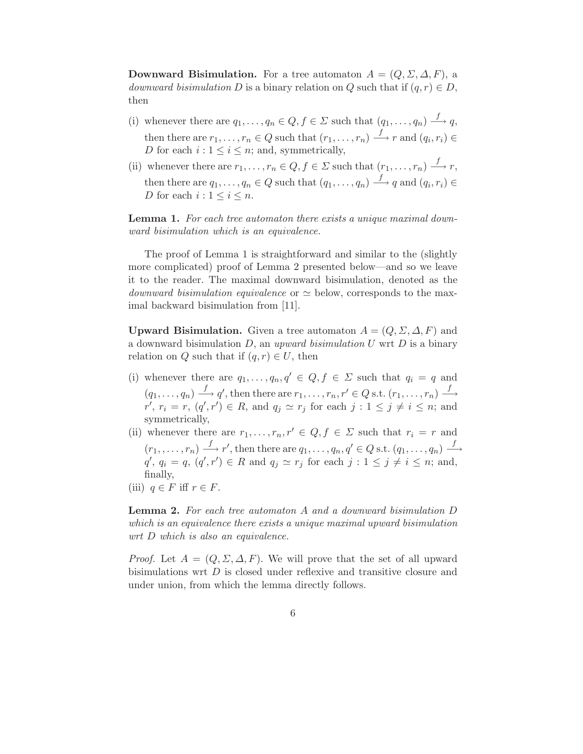**Downward Bisimulation.** For a tree automaton $A = (Q, \Sigma, \Delta, F)$, a *downward bisimulation* $D$ is a binary relation on $Q$ such that if $(q, r) \in D$, then

(i) whenever there are $q_1, \ldots, q_n \in Q, f \in \Sigma$ such that $(q_1, \ldots, q_n) \xrightarrow{f} q$, then there are $r_1, \ldots, r_n \in Q$ such that $(r_1, \ldots, r_n) \xrightarrow{f} r$ and $(q_i, r_i) \in D$ for each $i : 1 \leq i \leq n$; and, symmetrically,

(ii) whenever there are $r_1, \ldots, r_n \in Q, f \in \Sigma$ such that $(r_1, \ldots, r_n) \xrightarrow{f} r$, then there are $q_1, \ldots, q_n \in Q$ such that $(q_1, \ldots, q_n) \xrightarrow{f} q$ and $(q_i, r_i) \in D$ for each $i : 1 \leq i \leq n$.

**Lemma 1.** *For each tree automaton there exists a unique maximal downward bisimulation which is an equivalence.*

The proof of Lemma 1 is straightforward and similar to the (slightly more complicated) proof of Lemma 2 presented below—and so we leave it to the reader. The maximal downward bisimulation, denoted as the *downward bisimulation equivalence* or $\simeq$ below, corresponds to the maximal backward bisimulation from [11].

**Upward Bisimulation.** Given a tree automaton $A = (Q, \Sigma, \Delta, F)$ and a downward bisimulation $D$, an *upward bisimulation* $U$ wrt $D$ is a binary relation on $Q$ such that if $(q, r) \in U$, then

(i) whenever there are $q_1, \ldots, q_n, q' \in Q, f \in \Sigma$ such that $q_i = q$ and $(q_1, \ldots, q_n) \xrightarrow{f} q'$, then there are $r_1, \ldots, r_n, r' \in Q$ s.t. $(r_1, \ldots, r_n) \xrightarrow{f} r'$, $r_i = r$, $(q', r') \in R$, and $q_j \simeq r_j$ for each $j : 1 \leq j \neq i \leq n$; and symmetrically,

(ii) whenever there are $r_1, \ldots, r_n, r' \in Q, f \in \Sigma$ such that $r_i = r$ and $(r_1, , \ldots, r_n) \xrightarrow{f} r'$, then there are $q_1, \ldots, q_n, q' \in Q$ s.t. $(q_1, \ldots, q_n) \xrightarrow{f} q'$, $q_i = q$, $(q', r') \in R$ and $q_j \simeq r_j$ for each $j : 1 \leq j \neq i \leq n$; and, finally,

(iii) $q \in F$ iff $r \in F$.

**Lemma 2.** *For each tree automaton A and a downward bisimulation D which is an equivalence there exists a unique maximal upward bisimulation wrt D which is also an equivalence.*

*Proof.* Let $A = (Q, \Sigma, \Delta, F)$. We will prove that the set of all upward bisimulations wrt $D$ is closed under reflexive and transitive closure and under union, from which the lemma directly follows.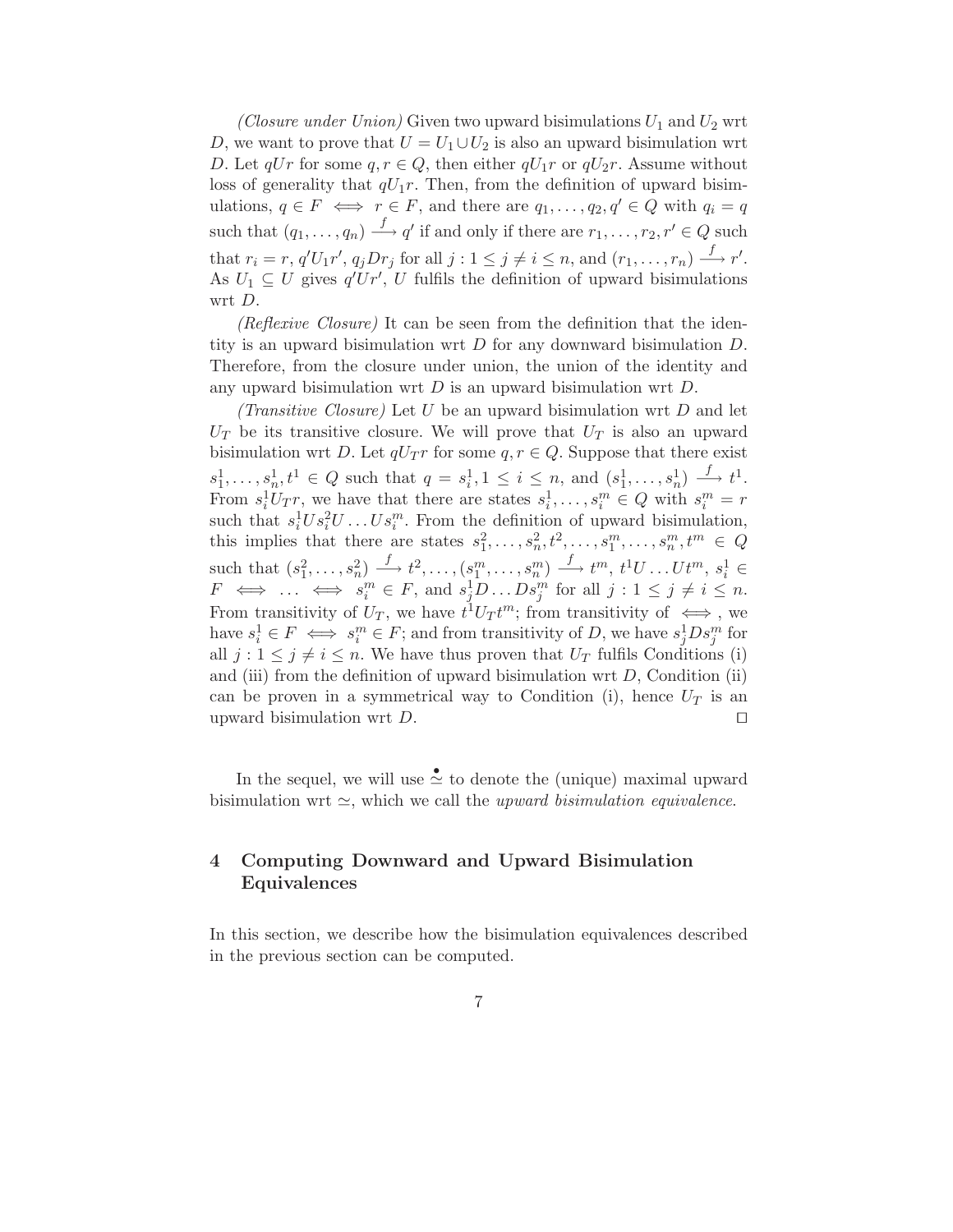*(Closure under Union)* Given two upward bisimulations $U_1$ and $U_2$ wrt $D$, we want to prove that $U = U_1 \cup U_2$ is also an upward bisimulation wrt $D$. Let $qUr$ for some $q, r \in Q$, then either $qU_1r$ or $qU_2r$. Assume without loss of generality that $qU_1r$. Then, from the definition of upward bisimulations, $q \in F \iff r \in F$, and there are $q_1, \ldots, q_2, q' \in Q$ with $q_i = q$ such that $(q_1, \ldots, q_n) \xrightarrow{f} q'$ if and only if there are $r_1, \ldots, r_2, r' \in Q$ such that $r_i = r$, $q'U_1r'$, $q_jDr_j$ for all $j : 1 \leq j \neq i \leq n$, and $(r_1, \ldots, r_n) \xrightarrow{f} r'$. As $U_1 \subseteq U$ gives $q'Ur'$, $U$ fulfils the definition of upward bisimulations wrt $D$.

*(Reflexive Closure)* It can be seen from the definition that the identity is an upward bisimulation wrt $D$ for any downward bisimulation $D$. Therefore, from the closure under union, the union of the identity and any upward bisimulation wrt $D$ is an upward bisimulation wrt $D$.

*(Transitive Closure)* Let $U$ be an upward bisimulation wrt $D$ and let $U_T$ be its transitive closure. We will prove that $U_T$ is also an upward bisimulation wrt $D$. Let $qU_Tr$ for some $q, r \in Q$. Suppose that there exist $s_1^1, \ldots, s_n^1, t^1 \in Q$ such that $q = s_i^1, 1 \leq i \leq n$, and $(s_1^1, \ldots, s_n^1) \xrightarrow{f} t^1$. From $s_i^1 U_T r$, we have that there are states $s_i^1, \ldots, s_i^m \in Q$ with $s_i^m = r$ such that $s_i^1 U s_i^2 U \ldots U s_i^m$. From the definition of upward bisimulation, this implies that there are states $s_1^2, \ldots, s_n^2, t^2, \ldots, s_1^m, \ldots, s_n^m, t^m \in Q$ such that $(s_1^2, \ldots, s_n^2) \xrightarrow{f} t^2, \ldots, (s_1^m, \ldots, s_n^m) \xrightarrow{f} t^m$, $t^1 U \ldots U t^m$, $s_i^1 \in F \iff \ldots \iff s_i^m \in F$, and $s_j^1 D \ldots D s_j^m$ for all $j : 1 \leq j \neq i \leq n$. From transitivity of $U_T$, we have $t^1 U_T t^m$; from transitivity of $\iff$, we have $s_i^1 \in F \iff s_i^m \in F$; and from transitivity of $D$, we have $s_j^1 D s_j^m$ for all $j : 1 \leq j \neq i \leq n$. We have thus proven that $U_T$ fulfils Conditions (i) and (iii) from the definition of upward bisimulation wrt $D$, Condition (ii) can be proven in a symmetrical way to Condition (i), hence $U_T$ is an upward bisimulation wrt $D$. □

In the sequel, we will use $\stackrel{\bullet}{\simeq}$ to denote the (unique) maximal upward bisimulation wrt $\simeq$, which we call the *upward bisimulation equivalence*.

## 4 Computing Downward and Upward Bisimulation Equivalences

In this section, we describe how the bisimulation equivalences described in the previous section can be computed.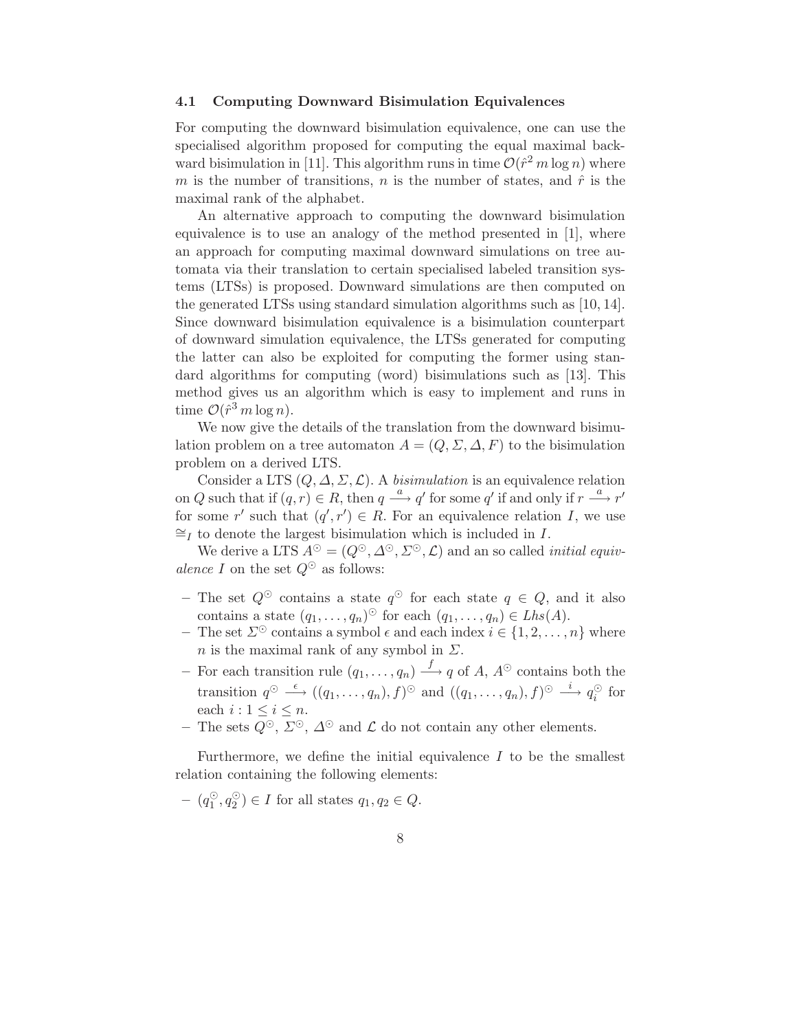### 4.1 Computing Downward Bisimulation Equivalences

For computing the downward bisimulation equivalence, one can use the specialised algorithm proposed for computing the equal maximal backward bisimulation in [11]. This algorithm runs in time $\mathcal{O}(\hat{r}^2\, m \log n)$ where $m$ is the number of transitions, $n$ is the number of states, and $\hat{r}$ is the maximal rank of the alphabet.

An alternative approach to computing the downward bisimulation equivalence is to use an analogy of the method presented in [1], where an approach for computing maximal downward simulations on tree automata via their translation to certain specialised labeled transition systems (LTSs) is proposed. Downward simulations are then computed on the generated LTSs using standard simulation algorithms such as [10, 14]. Since downward bisimulation equivalence is a bisimulation counterpart of downward simulation equivalence, the LTSs generated for computing the latter can also be exploited for computing the former using standard algorithms for computing (word) bisimulations such as [13]. This method gives us an algorithm which is easy to implement and runs in time $\mathcal{O}(\hat{r}^3\, m \log n)$.

We now give the details of the translation from the downward bisimulation problem on a tree automaton $A = (Q, \Sigma, \Delta, F)$ to the bisimulation problem on a derived LTS.

Consider a LTS $(Q, \Delta, \Sigma, \mathcal{L})$. A *bisimulation* is an equivalence relation on $Q$ such that if $(q, r) \in R$, then $q \xrightarrow{a} q'$ for some $q'$ if and only if $r \xrightarrow{a} r'$ for some $r'$ such that $(q', r') \in R$. For an equivalence relation $I$, we use $\cong_I$ to denote the largest bisimulation which is included in $I$.

We derive a LTS $A^{\odot} = (Q^{\odot}, \Delta^{\odot}, \Sigma^{\odot}, \mathcal{L})$ and an so called *initial equivalence* $I$ on the set $Q^{\odot}$ as follows:

- The set $Q^{\odot}$ contains a state $q^{\odot}$ for each state $q \in Q$, and it also contains a state $(q_1, \ldots, q_n)^{\odot}$ for each $(q_1, \ldots, q_n) \in Lhs(A)$.
- The set $\Sigma^{\odot}$ contains a symbol $\epsilon$ and each index $i \in \{1, 2, \ldots, n\}$ where $n$ is the maximal rank of any symbol in $\Sigma$.
- For each transition rule $(q_1, \ldots, q_n) \xrightarrow{f} q$ of $A$, $A^{\odot}$ contains both the transition $q^{\odot} \xrightarrow{\epsilon} ((q_1, \ldots, q_n), f)^{\odot}$ and $((q_1, \ldots, q_n), f)^{\odot} \xrightarrow{i} q_i^{\odot}$ for each $i : 1 \leq i \leq n$.
- The sets $Q^{\odot}$, $\Sigma^{\odot}$, $\Delta^{\odot}$ and $\mathcal{L}$ do not contain any other elements.

Furthermore, we define the initial equivalence $I$ to be the smallest relation containing the following elements:

- $(q_1^{\odot}, q_2^{\odot}) \in I$ for all states $q_1, q_2 \in Q$.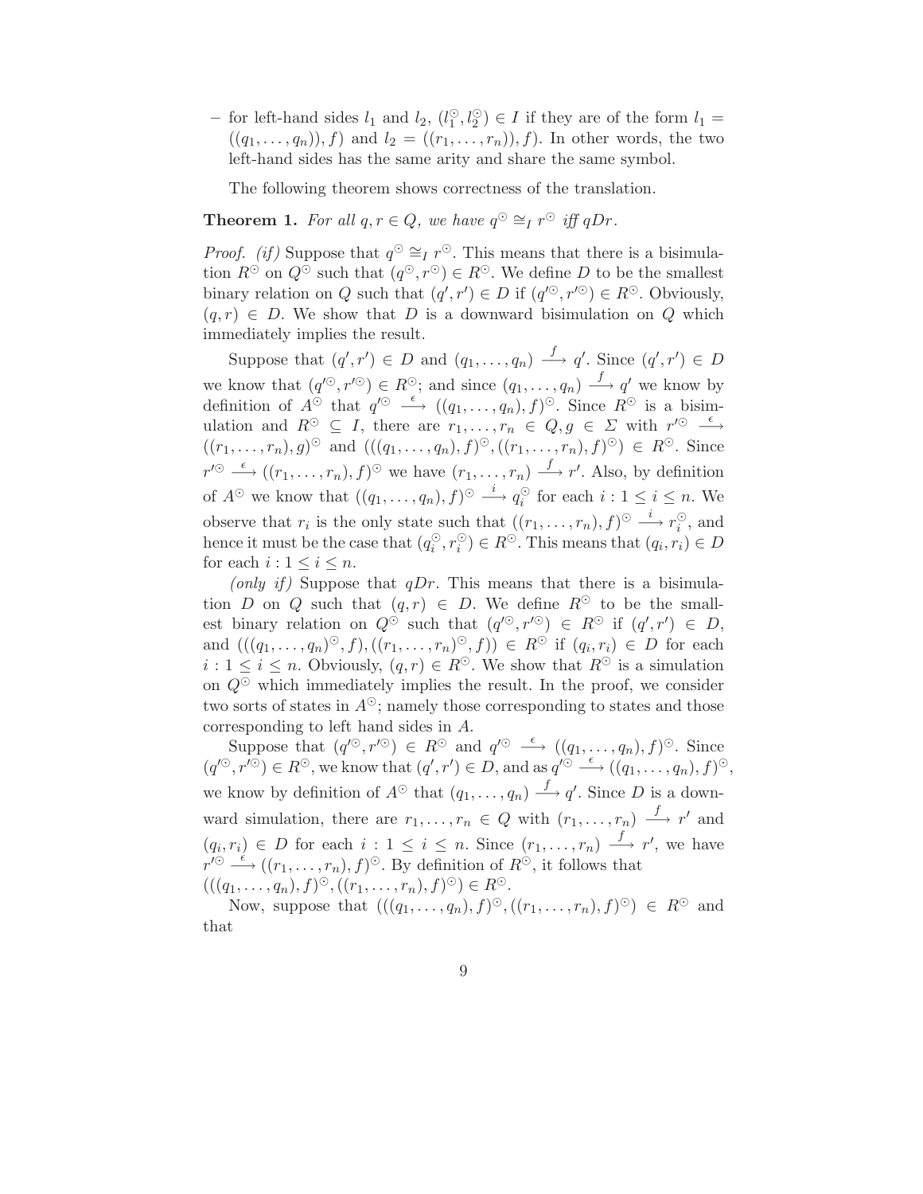– for left-hand sides $l_1$ and $l_2$, $(l_1^{\odot}, l_2^{\odot}) \in I$ if they are of the form $l_1 = ((q_1, \ldots, q_n)), f)$ and $l_2 = ((r_1, \ldots, r_n)), f)$. In other words, the two left-hand sides has the same arity and share the same symbol.

The following theorem shows correctness of the translation.

**Theorem 1.** *For all $q, r \in Q$, we have $q^{\odot} \cong_I r^{\odot}$ iff $qDr$.*

*Proof.* *(if)* Suppose that $q^{\odot} \cong_I r^{\odot}$. This means that there is a bisimulation $R^{\odot}$ on $Q^{\odot}$ such that $(q^{\odot}, r^{\odot}) \in R^{\odot}$. We define $D$ to be the smallest binary relation on $Q$ such that $(q', r') \in D$ if $(q'^{\odot}, r'^{\odot}) \in R^{\odot}$. Obviously, $(q, r) \in D$. We show that $D$ is a downward bisimulation on $Q$ which immediately implies the result.

Suppose that $(q', r') \in D$ and $(q_1, \ldots, q_n) \xrightarrow{f} q'$. Since $(q', r') \in D$ we know that $(q'^{\odot}, r'^{\odot}) \in R^{\odot}$; and since $(q_1, \ldots, q_n) \xrightarrow{f} q'$ we know by definition of $A^{\odot}$ that $q'^{\odot} \xrightarrow{\epsilon} ((q_1, \ldots, q_n), f)^{\odot}$. Since $R^{\odot}$ is a bisimulation and $R^{\odot} \subseteq I$, there are $r_1, \ldots, r_n \in Q, g \in \Sigma$ with $r'^{\odot} \xrightarrow{\epsilon} ((r_1, \ldots, r_n), g)^{\odot}$ and $(((q_1, \ldots, q_n), f)^{\odot}, ((r_1, \ldots, r_n), f)^{\odot}) \in R^{\odot}$. Since $r'^{\odot} \xrightarrow{\epsilon} ((r_1, \ldots, r_n), f)^{\odot}$ we have $(r_1, \ldots, r_n) \xrightarrow{f} r'$. Also, by definition of $A^{\odot}$ we know that $((q_1, \ldots, q_n), f)^{\odot} \xrightarrow{i} q_i^{\odot}$ for each $i : 1 \leq i \leq n$. We observe that $r_i$ is the only state such that $((r_1, \ldots, r_n), f)^{\odot} \xrightarrow{i} r_i^{\odot}$, and hence it must be the case that $(q_i^{\odot}, r_i^{\odot}) \in R^{\odot}$. This means that $(q_i, r_i) \in D$ for each $i : 1 \leq i \leq n$.

*(only if)* Suppose that $qDr$. This means that there is a bisimulation $D$ on $Q$ such that $(q, r) \in D$. We define $R^{\odot}$ to be the smallest binary relation on $Q^{\odot}$ such that $(q'^{\odot}, r'^{\odot}) \in R^{\odot}$ if $(q', r') \in D$, and $(((q_1, \ldots, q_n)^{\odot}, f), ((r_1, \ldots, r_n)^{\odot}, f)) \in R^{\odot}$ if $(q_i, r_i) \in D$ for each $i : 1 \leq i \leq n$. Obviously, $(q, r) \in R^{\odot}$. We show that $R^{\odot}$ is a simulation on $Q^{\odot}$ which immediately implies the result. In the proof, we consider two sorts of states in $A^{\odot}$; namely those corresponding to states and those corresponding to left hand sides in $A$.

Suppose that $(q'^{\odot}, r'^{\odot}) \in R^{\odot}$ and $q'^{\odot} \xrightarrow{\epsilon} ((q_1, \ldots, q_n), f)^{\odot}$. Since $(q'^{\odot}, r'^{\odot}) \in R^{\odot}$, we know that $(q', r') \in D$, and as $q'^{\odot} \xrightarrow{\epsilon} ((q_1, \ldots, q_n), f)^{\odot}$, we know by definition of $A^{\odot}$ that $(q_1, \ldots, q_n) \xrightarrow{f} q'$. Since $D$ is a downward simulation, there are $r_1, \ldots, r_n \in Q$ with $(r_1, \ldots, r_n) \xrightarrow{f} r'$ and $(q_i, r_i) \in D$ for each $i : 1 \leq i \leq n$. Since $(r_1, \ldots, r_n) \xrightarrow{f} r'$, we have $r'^{\odot} \xrightarrow{\epsilon} ((r_1, \ldots, r_n), f)^{\odot}$. By definition of $R^{\odot}$, it follows that $(((q_1, \ldots, q_n), f)^{\odot}, ((r_1, \ldots, r_n), f)^{\odot}) \in R^{\odot}$.

Now, suppose that $(((q_1, \ldots, q_n), f)^{\odot}, ((r_1, \ldots, r_n), f)^{\odot}) \in R^{\odot}$ and that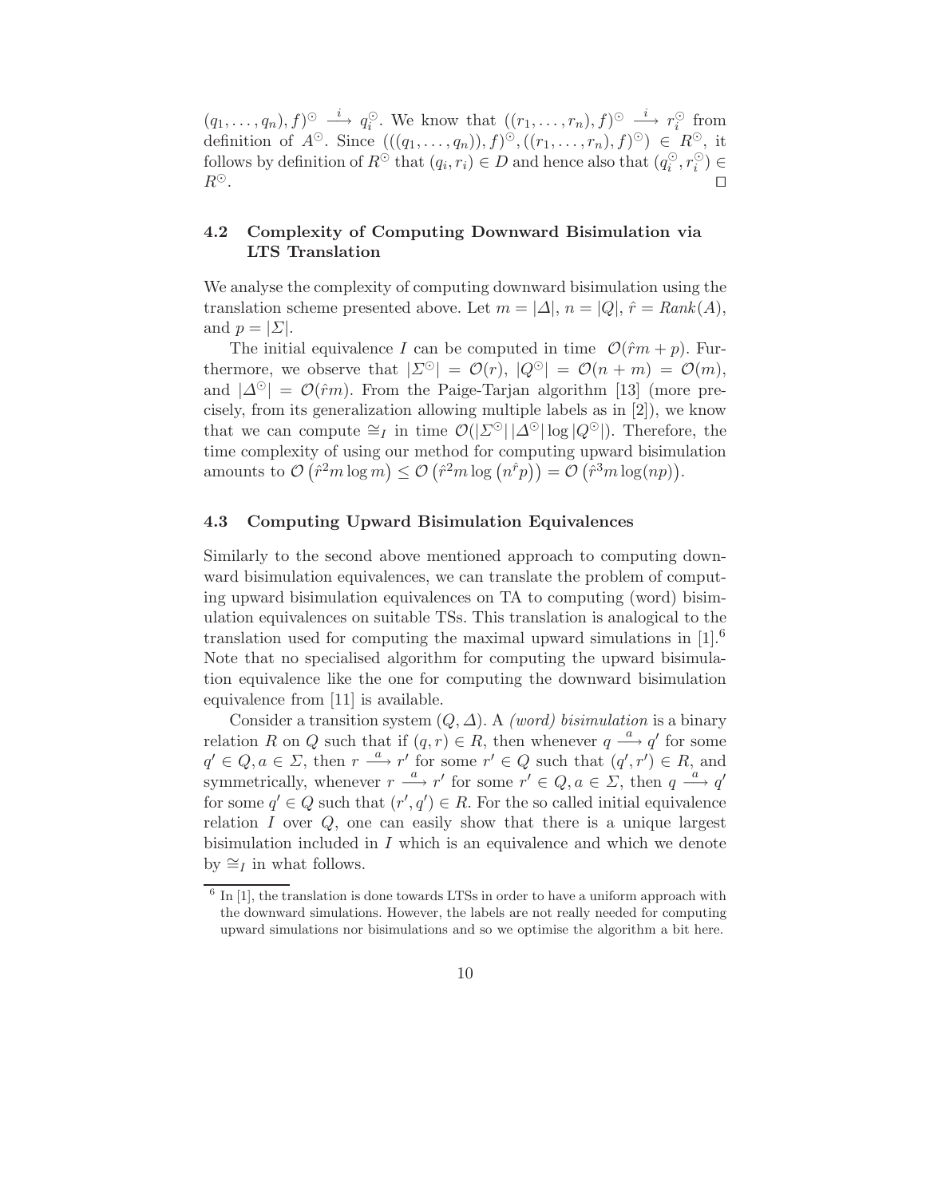$(q_1, \ldots, q_n), f)^\odot \xrightarrow{i} q_i^\odot$. We know that $((r_1, \ldots, r_n), f)^\odot \xrightarrow{i} r_i^\odot$ from definition of $A^\odot$. Since $(((q_1, \ldots, q_n)), f)^\odot, ((r_1, \ldots, r_n), f)^\odot) \in R^\odot$, it follows by definition of $R^\odot$ that $(q_i, r_i) \in D$ and hence also that $(q_i^\odot, r_i^\odot) \in R^\odot$. □

### 4.2 Complexity of Computing Downward Bisimulation via LTS Translation

We analyse the complexity of computing downward bisimulation using the translation scheme presented above. Let $m = |\Delta|$, $n = |Q|$, $\hat{r} = \mathit{Rank}(A)$, and $p = |\Sigma|$.

The initial equivalence $I$ can be computed in time $\mathcal{O}(\hat{r}m + p)$. Furthermore, we observe that $|\Sigma^\odot| = \mathcal{O}(r)$, $|Q^\odot| = \mathcal{O}(n + m) = \mathcal{O}(m)$, and $|\Delta^\odot| = \mathcal{O}(\hat{r}m)$. From the Paige-Tarjan algorithm [13] (more precisely, from its generalization allowing multiple labels as in [2]), we know that we can compute $\cong_I$ in time $\mathcal{O}(|\Sigma^\odot|\,|\Delta^\odot| \log |Q^\odot|)$. Therefore, the time complexity of using our method for computing upward bisimulation amounts to $\mathcal{O}\left(\hat{r}^2 m \log m\right) \leq \mathcal{O}\left(\hat{r}^2 m \log\left(n^{\hat{r}} p\right)\right) = \mathcal{O}\left(\hat{r}^3 m \log(np)\right)$.

### 4.3 Computing Upward Bisimulation Equivalences

Similarly to the second above mentioned approach to computing downward bisimulation equivalences, we can translate the problem of computing upward bisimulation equivalences on TA to computing (word) bisimulation equivalences on suitable TSs. This translation is analogical to the translation used for computing the maximal upward simulations in [1].[6] Note that no specialised algorithm for computing the upward bisimulation equivalence like the one for computing the downward bisimulation equivalence from [11] is available.

Consider a transition system $(Q, \Delta)$. A *(word) bisimulation* is a binary relation $R$ on $Q$ such that if $(q, r) \in R$, then whenever $q \xrightarrow{a} q'$ for some $q' \in Q, a \in \Sigma$, then $r \xrightarrow{a} r'$ for some $r' \in Q$ such that $(q', r') \in R$, and symmetrically, whenever $r \xrightarrow{a} r'$ for some $r' \in Q, a \in \Sigma$, then $q \xrightarrow{a} q'$ for some $q' \in Q$ such that $(r', q') \in R$. For the so called initial equivalence relation $I$ over $Q$, one can easily show that there is a unique largest bisimulation included in $I$ which is an equivalence and which we denote by $\cong_I$ in what follows.

[6] In [1], the translation is done towards LTSs in order to have a uniform approach with the downward simulations. However, the labels are not really needed for computing upward simulations nor bisimulations and so we optimise the algorithm a bit here.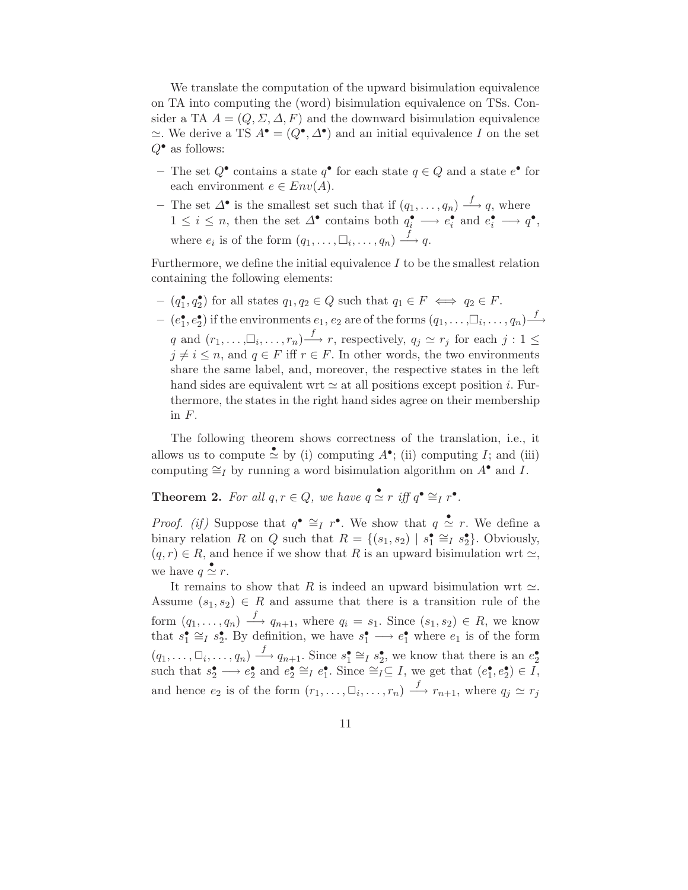We translate the computation of the upward bisimulation equivalence on TA into computing the (word) bisimulation equivalence on TSs. Consider a TA $A = (Q, \Sigma, \Delta, F)$ and the downward bisimulation equivalence $\simeq$. We derive a TS $A^\bullet = (Q^\bullet, \Delta^\bullet)$ and an initial equivalence $I$ on the set $Q^\bullet$ as follows:

- The set $Q^\bullet$ contains a state $q^\bullet$ for each state $q \in Q$ and a state $e^\bullet$ for each environment $e \in Env(A)$.
- The set $\Delta^\bullet$ is the smallest set such that if $(q_1, \ldots, q_n) \xrightarrow{f} q$, where $1 \leq i \leq n$, then the set $\Delta^\bullet$ contains both $q_i^\bullet \longrightarrow e_i^\bullet$ and $e_i^\bullet \longrightarrow q^\bullet$, where $e_i$ is of the form $(q_1, \ldots, \Box_i, \ldots, q_n) \xrightarrow{f} q$.

Furthermore, we define the initial equivalence $I$ to be the smallest relation containing the following elements:

- $(q_1^\bullet, q_2^\bullet)$ for all states $q_1, q_2 \in Q$ such that $q_1 \in F \iff q_2 \in F$.
- $(e_1^\bullet, e_2^\bullet)$ if the environments $e_1, e_2$ are of the forms $(q_1, \ldots, \Box_i, \ldots, q_n) \xrightarrow{f} q$ and $(r_1, \ldots, \Box_i, \ldots, r_n) \xrightarrow{f} r$, respectively, $q_j \simeq r_j$ for each $j : 1 \leq j \neq i \leq n$, and $q \in F$ iff $r \in F$. In other words, the two environments share the same label, and, moreover, the respective states in the left hand sides are equivalent wrt $\simeq$ at all positions except position $i$. Furthermore, the states in the right hand sides agree on their membership in $F$.

The following theorem shows correctness of the translation, i.e., it allows us to compute $\stackrel{\bullet}{\simeq}$ by (i) computing $A^\bullet$; (ii) computing $I$; and (iii) computing $\cong_I$ by running a word bisimulation algorithm on $A^\bullet$ and $I$.

**Theorem 2.** *For all $q, r \in Q$, we have $q \stackrel{\bullet}{\simeq} r$ iff $q^\bullet \cong_I r^\bullet$.*

*Proof. (if)* Suppose that $q^\bullet \cong_I r^\bullet$. We show that $q \stackrel{\bullet}{\simeq} r$. We define a binary relation $R$ on $Q$ such that $R = \{(s_1, s_2) \mid s_1^\bullet \cong_I s_2^\bullet\}$. Obviously, $(q, r) \in R$, and hence if we show that $R$ is an upward bisimulation wrt $\simeq$, we have $q \stackrel{\bullet}{\simeq} r$.

It remains to show that $R$ is indeed an upward bisimulation wrt $\simeq$. Assume $(s_1, s_2) \in R$ and assume that there is a transition rule of the form $(q_1, \ldots, q_n) \xrightarrow{f} q_{n+1}$, where $q_i = s_1$. Since $(s_1, s_2) \in R$, we know that $s_1^\bullet \cong_I s_2^\bullet$. By definition, we have $s_1^\bullet \longrightarrow e_1^\bullet$ where $e_1$ is of the form $(q_1, \ldots, \Box_i, \ldots, q_n) \xrightarrow{f} q_{n+1}$. Since $s_1^\bullet \cong_I s_2^\bullet$, we know that there is an $e_2^\bullet$ such that $s_2^\bullet \longrightarrow e_2^\bullet$ and $e_2^\bullet \cong_I e_1^\bullet$. Since $\cong_I \subseteq I$, we get that $(e_1^\bullet, e_2^\bullet) \in I$, and hence $e_2$ is of the form $(r_1, \ldots, \Box_i, \ldots, r_n) \xrightarrow{f} r_{n+1}$, where $q_j \simeq r_j$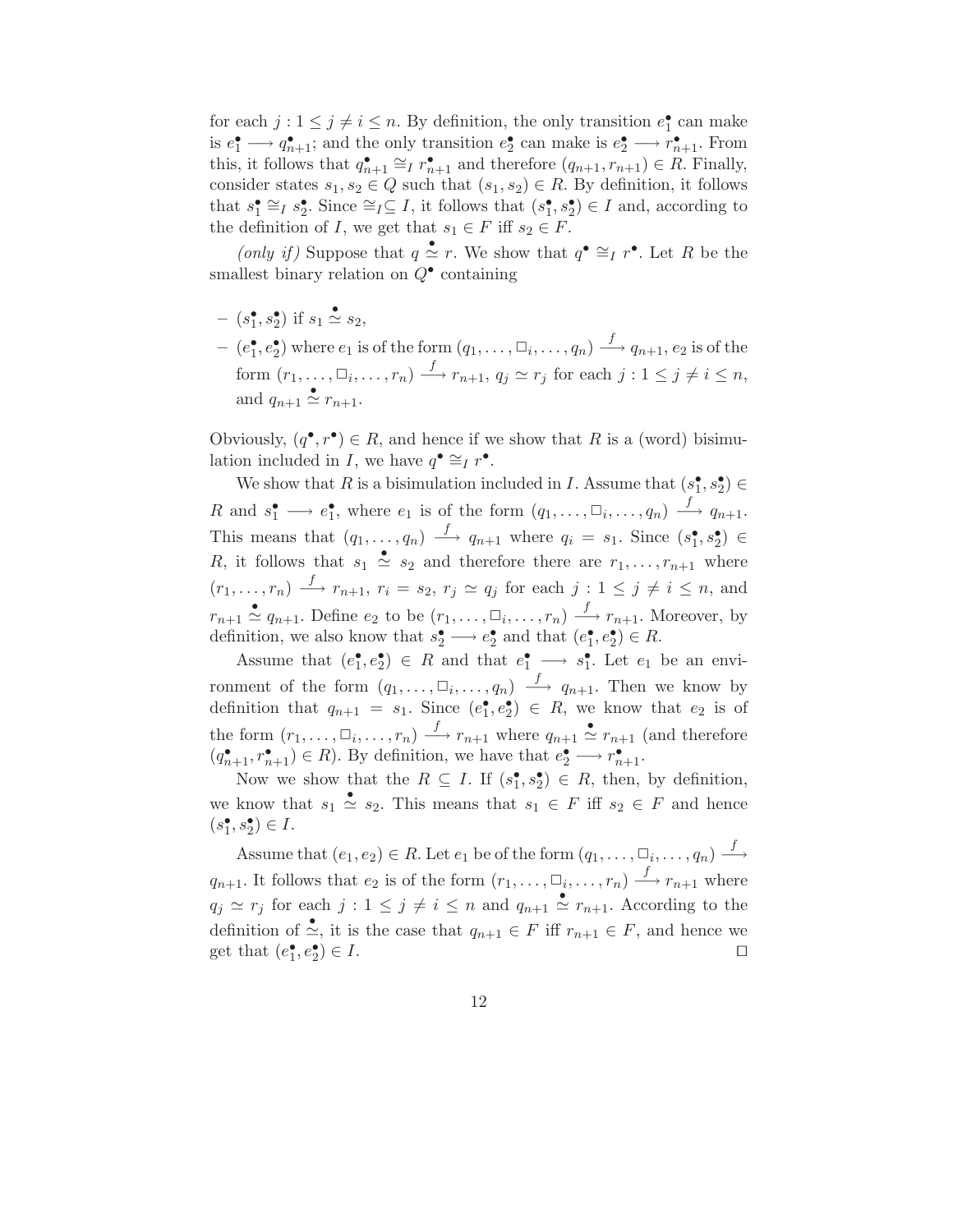for each $j : 1 \leq j \neq i \leq n$. By definition, the only transition $e_1^\bullet$ can make is $e_1^\bullet \longrightarrow q_{n+1}^\bullet$; and the only transition $e_2^\bullet$ can make is $e_2^\bullet \longrightarrow r_{n+1}^\bullet$. From this, it follows that $q_{n+1}^\bullet \cong_I r_{n+1}^\bullet$ and therefore $(q_{n+1}, r_{n+1}) \in R$. Finally, consider states $s_1, s_2 \in Q$ such that $(s_1, s_2) \in R$. By definition, it follows that $s_1^\bullet \cong_I s_2^\bullet$. Since $\cong_I \subseteq I$, it follows that $(s_1^\bullet, s_2^\bullet) \in I$ and, according to the definition of $I$, we get that $s_1 \in F$ iff $s_2 \in F$.

*(only if)* Suppose that $q \overset{\bullet}{\simeq} r$. We show that $q^\bullet \cong_I r^\bullet$. Let $R$ be the smallest binary relation on $Q^\bullet$ containing

- $(s_1^\bullet, s_2^\bullet)$ if $s_1 \overset{\bullet}{\simeq} s_2$,
- $(e_1^\bullet, e_2^\bullet)$ where $e_1$ is of the form $(q_1, \ldots, \Box_i, \ldots, q_n) \xrightarrow{f} q_{n+1}$, $e_2$ is of the form $(r_1, \ldots, \Box_i, \ldots, r_n) \xrightarrow{f} r_{n+1}$, $q_j \simeq r_j$ for each $j : 1 \leq j \neq i \leq n$, and $q_{n+1} \overset{\bullet}{\simeq} r_{n+1}$.

Obviously, $(q^\bullet, r^\bullet) \in R$, and hence if we show that $R$ is a (word) bisimulation included in $I$, we have $q^\bullet \cong_I r^\bullet$.

We show that $R$ is a bisimulation included in $I$. Assume that $(s_1^\bullet, s_2^\bullet) \in R$ and $s_1^\bullet \longrightarrow e_1^\bullet$, where $e_1$ is of the form $(q_1, \ldots, \Box_i, \ldots, q_n) \xrightarrow{f} q_{n+1}$. This means that $(q_1, \ldots, q_n) \xrightarrow{f} q_{n+1}$ where $q_i = s_1$. Since $(s_1^\bullet, s_2^\bullet) \in R$, it follows that $s_1 \overset{\bullet}{\simeq} s_2$ and therefore there are $r_1, \ldots, r_{n+1}$ where $(r_1, \ldots, r_n) \xrightarrow{f} r_{n+1}$, $r_i = s_2$, $r_j \simeq q_j$ for each $j : 1 \leq j \neq i \leq n$, and $r_{n+1} \overset{\bullet}{\simeq} q_{n+1}$. Define $e_2$ to be $(r_1, \ldots, \Box_i, \ldots, r_n) \xrightarrow{f} r_{n+1}$. Moreover, by definition, we also know that $s_2^\bullet \longrightarrow e_2^\bullet$ and that $(e_1^\bullet, e_2^\bullet) \in R$.

Assume that $(e_1^\bullet, e_2^\bullet) \in R$ and that $e_1^\bullet \longrightarrow s_1^\bullet$. Let $e_1$ be an environment of the form $(q_1, \ldots, \Box_i, \ldots, q_n) \xrightarrow{f} q_{n+1}$. Then we know by definition that $q_{n+1} = s_1$. Since $(e_1^\bullet, e_2^\bullet) \in R$, we know that $e_2$ is of the form $(r_1, \ldots, \Box_i, \ldots, r_n) \xrightarrow{f} r_{n+1}$ where $q_{n+1} \overset{\bullet}{\simeq} r_{n+1}$ (and therefore $(q_{n+1}^\bullet, r_{n+1}^\bullet) \in R$). By definition, we have that $e_2^\bullet \longrightarrow r_{n+1}^\bullet$.

Now we show that the $R \subseteq I$. If $(s_1^\bullet, s_2^\bullet) \in R$, then, by definition, we know that $s_1 \overset{\bullet}{\simeq} s_2$. This means that $s_1 \in F$ iff $s_2 \in F$ and hence $(s_1^\bullet, s_2^\bullet) \in I$.

Assume that $(e_1, e_2) \in R$. Let $e_1$ be of the form $(q_1, \ldots, \Box_i, \ldots, q_n) \xrightarrow{f} q_{n+1}$. It follows that $e_2$ is of the form $(r_1, \ldots, \Box_i, \ldots, r_n) \xrightarrow{f} r_{n+1}$ where $q_j \simeq r_j$ for each $j : 1 \leq j \neq i \leq n$ and $q_{n+1} \overset{\bullet}{\simeq} r_{n+1}$. According to the definition of $\overset{\bullet}{\simeq}$, it is the case that $q_{n+1} \in F$ iff $r_{n+1} \in F$, and hence we get that $(e_1^\bullet, e_2^\bullet) \in I$. $\Box$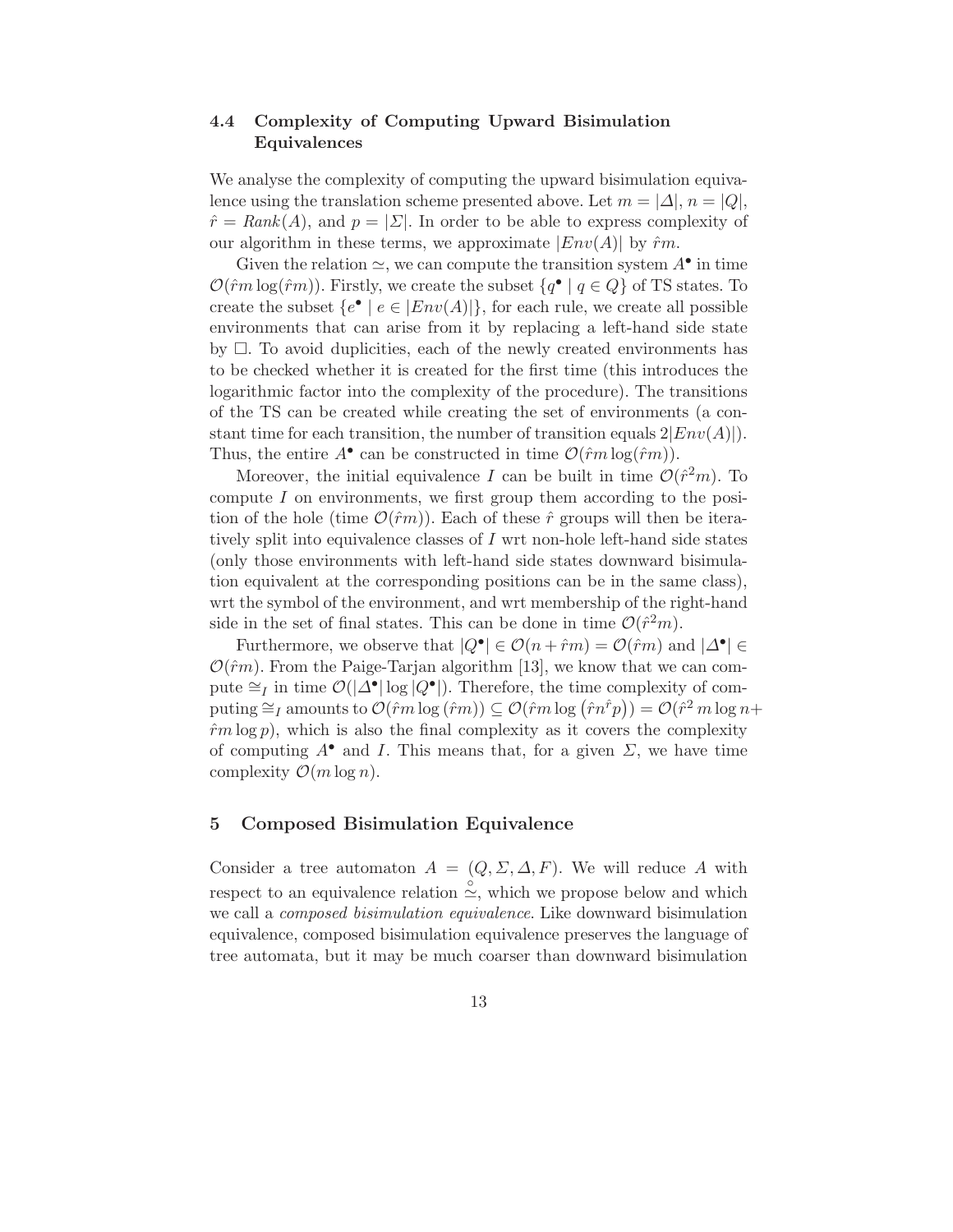### 4.4 Complexity of Computing Upward Bisimulation Equivalences

We analyse the complexity of computing the upward bisimulation equivalence using the translation scheme presented above. Let $m = |\Delta|$, $n = |Q|$, $\hat{r} = \mathit{Rank}(A)$, and $p = |\Sigma|$. In order to be able to express complexity of our algorithm in these terms, we approximate $|\mathit{Env}(A)|$ by $\hat{r}m$.

Given the relation $\simeq$, we can compute the transition system $A^\bullet$ in time $\mathcal{O}(\hat{r}m \log(\hat{r}m))$. Firstly, we create the subset $\{q^\bullet \mid q \in Q\}$ of TS states. To create the subset $\{e^\bullet \mid e \in |\mathit{Env}(A)|\}$, for each rule, we create all possible environments that can arise from it by replacing a left-hand side state by $\square$. To avoid duplicities, each of the newly created environments has to be checked whether it is created for the first time (this introduces the logarithmic factor into the complexity of the procedure). The transitions of the TS can be created while creating the set of environments (a constant time for each transition, the number of transition equals $2|\mathit{Env}(A)|$). Thus, the entire $A^\bullet$ can be constructed in time $\mathcal{O}(\hat{r}m \log(\hat{r}m))$.

Moreover, the initial equivalence $I$ can be built in time $\mathcal{O}(\hat{r}^2 m)$. To compute $I$ on environments, we first group them according to the position of the hole (time $\mathcal{O}(\hat{r}m)$). Each of these $\hat{r}$ groups will then be iteratively split into equivalence classes of $I$ wrt non-hole left-hand side states (only those environments with left-hand side states downward bisimulation equivalent at the corresponding positions can be in the same class), wrt the symbol of the environment, and wrt membership of the right-hand side in the set of final states. This can be done in time $\mathcal{O}(\hat{r}^2 m)$.

Furthermore, we observe that $|Q^\bullet| \in \mathcal{O}(n + \hat{r}m) = \mathcal{O}(\hat{r}m)$ and $|\Delta^\bullet| \in \mathcal{O}(\hat{r}m)$. From the Paige-Tarjan algorithm [13], we know that we can compute $\cong_I$ in time $\mathcal{O}(|\Delta^\bullet| \log |Q^\bullet|)$. Therefore, the time complexity of computing $\cong_I$ amounts to $\mathcal{O}(\hat{r}m \log(\hat{r}m)) \subseteq \mathcal{O}(\hat{r}m \log(\hat{r}n^{\hat{r}}p)) = \mathcal{O}(\hat{r}^2 m \log n + \hat{r}m \log p)$, which is also the final complexity as it covers the complexity of computing $A^\bullet$ and $I$. This means that, for a given $\Sigma$, we have time complexity $\mathcal{O}(m \log n)$.

## 5 Composed Bisimulation Equivalence

Consider a tree automaton $A = (Q, \Sigma, \Delta, F)$. We will reduce $A$ with respect to an equivalence relation $\overset{\circ}{\simeq}$, which we propose below and which we call a *composed bisimulation equivalence*. Like downward bisimulation equivalence, composed bisimulation equivalence preserves the language of tree automata, but it may be much coarser than downward bisimulation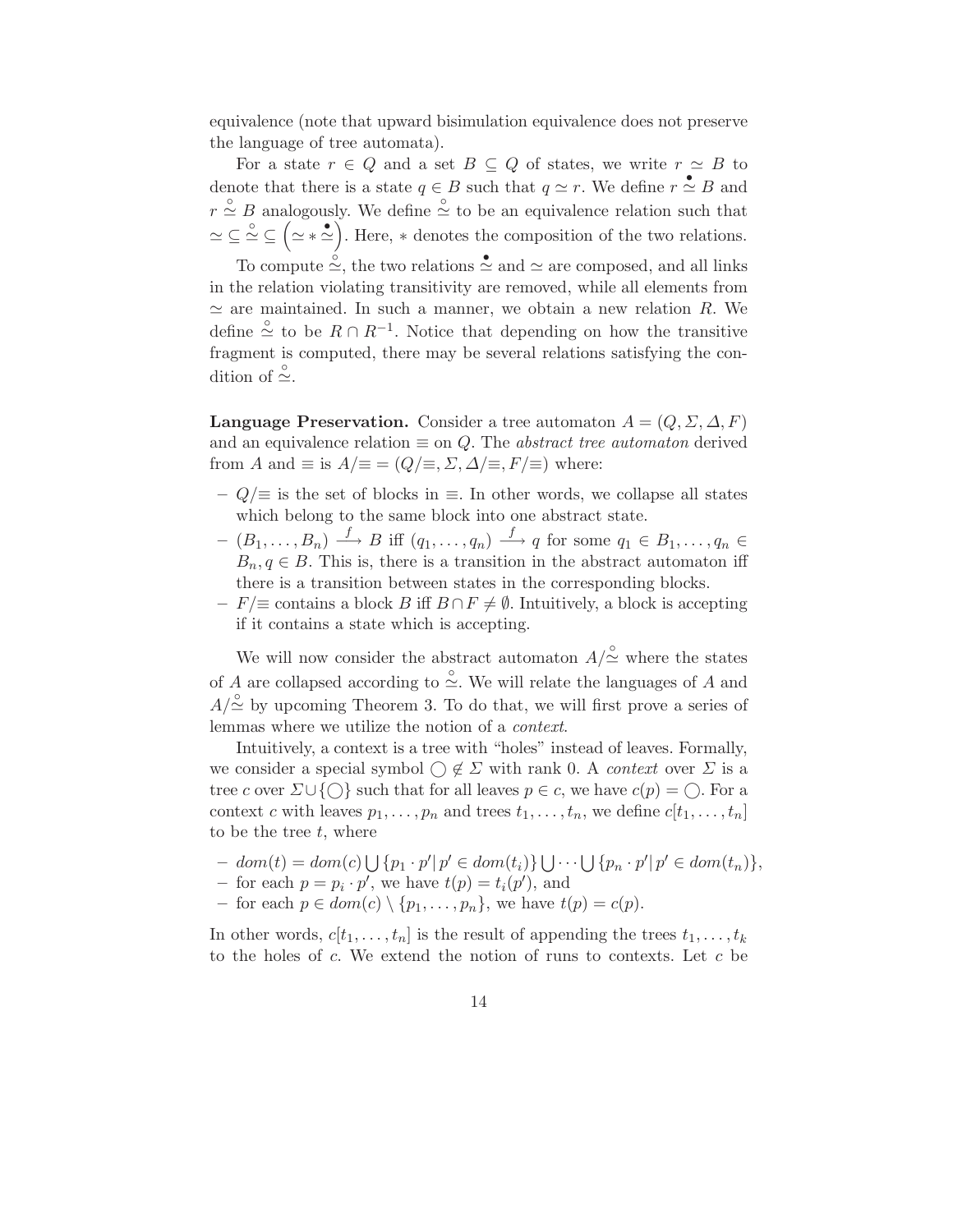equivalence (note that upward bisimulation equivalence does not preserve the language of tree automata).

For a state $r \in Q$ and a set $B \subseteq Q$ of states, we write $r \simeq B$ to denote that there is a state $q \in B$ such that $q \simeq r$. We define $r \overset{\bullet}{\simeq} B$ and $r \overset{\circ}{\simeq} B$ analogously. We define $\overset{\circ}{\simeq}$ to be an equivalence relation such that $\simeq \subseteq \overset{\circ}{\simeq} \subseteq \left(\simeq * \overset{\bullet}{\simeq}\right)$. Here, $*$ denotes the composition of the two relations.

To compute $\overset{\circ}{\simeq}$, the two relations $\overset{\bullet}{\simeq}$ and $\simeq$ are composed, and all links in the relation violating transitivity are removed, while all elements from $\simeq$ are maintained. In such a manner, we obtain a new relation $R$. We define $\overset{\circ}{\simeq}$ to be $R \cap R^{-1}$. Notice that depending on how the transitive fragment is computed, there may be several relations satisfying the condition of $\overset{\circ}{\simeq}$.

**Language Preservation.** Consider a tree automaton $A = (Q, \Sigma, \Delta, F)$ and an equivalence relation $\equiv$ on $Q$. The *abstract tree automaton* derived from $A$ and $\equiv$ is $A/\!\equiv\, = (Q/\!\equiv, \Sigma, \Delta/\!\equiv, F/\!\equiv)$ where:

- $Q/\!\equiv$ is the set of blocks in $\equiv$. In other words, we collapse all states which belong to the same block into one abstract state.
- $(B_1, \ldots, B_n) \xrightarrow{f} B$ iff $(q_1, \ldots, q_n) \xrightarrow{f} q$ for some $q_1 \in B_1, \ldots, q_n \in B_n, q \in B$. This is, there is a transition in the abstract automaton iff there is a transition between states in the corresponding blocks.
- $F/\!\equiv$ contains a block $B$ iff $B \cap F \neq \emptyset$. Intuitively, a block is accepting if it contains a state which is accepting.

We will now consider the abstract automaton $A/\overset{\circ}{\simeq}$ where the states of $A$ are collapsed according to $\overset{\circ}{\simeq}$. We will relate the languages of $A$ and $A/\overset{\circ}{\simeq}$ by upcoming Theorem 3. To do that, we will first prove a series of lemmas where we utilize the notion of a *context*.

Intuitively, a context is a tree with "holes" instead of leaves. Formally, we consider a special symbol $\bigcirc \notin \Sigma$ with rank 0. A *context* over $\Sigma$ is a tree $c$ over $\Sigma \cup \{\bigcirc\}$ such that for all leaves $p \in c$, we have $c(p) = \bigcirc$. For a context $c$ with leaves $p_1, \ldots, p_n$ and trees $t_1, \ldots, t_n$, we define $c[t_1, \ldots, t_n]$ to be the tree $t$, where

- $dom(t) = dom(c) \bigcup \{p_1 \cdot p' | \, p' \in dom(t_i)\} \bigcup \cdots \bigcup \{p_n \cdot p' | \, p' \in dom(t_n)\}$,
- for each $p = p_i \cdot p'$, we have $t(p) = t_i(p')$, and
- for each $p \in dom(c) \setminus \{p_1, \ldots, p_n\}$, we have $t(p) = c(p)$.

In other words, $c[t_1, \ldots, t_n]$ is the result of appending the trees $t_1, \ldots, t_k$ to the holes of $c$. We extend the notion of runs to contexts. Let $c$ be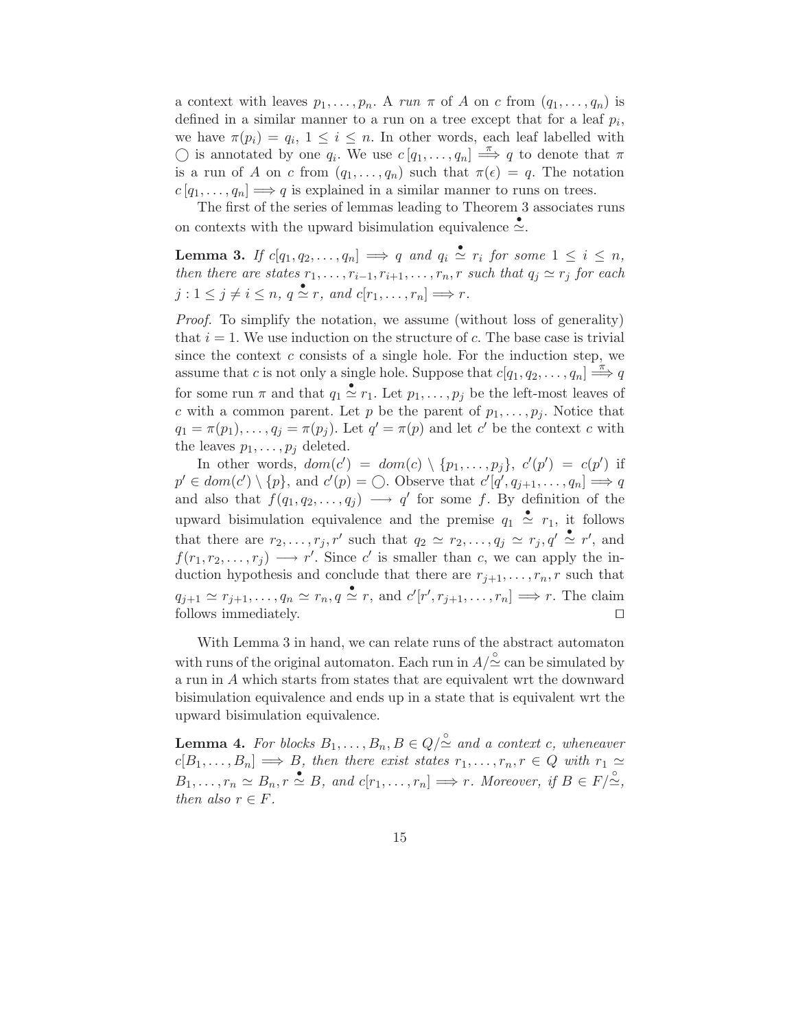a context with leaves $p_1, \ldots, p_n$. A *run* $\pi$ of $A$ on $c$ from $(q_1, \ldots, q_n)$ is defined in a similar manner to a run on a tree except that for a leaf $p_i$, we have $\pi(p_i) = q_i$, $1 \le i \le n$. In other words, each leaf labelled with $\bigcirc$ is annotated by one $q_i$. We use $c\,[q_1, \ldots, q_n] \overset{\pi}{\Longrightarrow} q$ to denote that $\pi$ is a run of $A$ on $c$ from $(q_1, \ldots, q_n)$ such that $\pi(\epsilon) = q$. The notation $c\,[q_1, \ldots, q_n] \Longrightarrow q$ is explained in a similar manner to runs on trees.

The first of the series of lemmas leading to Theorem 3 associates runs on contexts with the upward bisimulation equivalence $\overset{\bullet}{\simeq}$.

**Lemma 3.** *If $c[q_1, q_2, \ldots, q_n] \Longrightarrow q$ and $q_i \overset{\bullet}{\simeq} r_i$ for some $1 \le i \le n$, then there are states $r_1, \ldots, r_{i-1}, r_{i+1}, \ldots, r_n, r$ such that $q_j \simeq r_j$ for each $j : 1 \le j \ne i \le n$, $q \overset{\bullet}{\simeq} r$, and $c[r_1, \ldots, r_n] \Longrightarrow r$.*

*Proof.* To simplify the notation, we assume (without loss of generality) that $i = 1$. We use induction on the structure of $c$. The base case is trivial since the context $c$ consists of a single hole. For the induction step, we assume that $c$ is not only a single hole. Suppose that $c[q_1, q_2, \ldots, q_n] \overset{\pi}{\Longrightarrow} q$ for some run $\pi$ and that $q_1 \overset{\bullet}{\simeq} r_1$. Let $p_1, \ldots, p_j$ be the left-most leaves of $c$ with a common parent. Let $p$ be the parent of $p_1, \ldots, p_j$. Notice that $q_1 = \pi(p_1), \ldots, q_j = \pi(p_j)$. Let $q' = \pi(p)$ and let $c'$ be the context $c$ with the leaves $p_1, \ldots, p_j$ deleted.

In other words, $dom(c') = dom(c) \setminus \{p_1, \ldots, p_j\}$, $c'(p') = c(p')$ if $p' \in dom(c') \setminus \{p\}$, and $c'(p) = \bigcirc$. Observe that $c'[q', q_{j+1}, \ldots, q_n] \Longrightarrow q$ and also that $f(q_1, q_2, \ldots, q_j) \longrightarrow q'$ for some $f$. By definition of the upward bisimulation equivalence and the premise $q_1 \overset{\bullet}{\simeq} r_1$, it follows that there are $r_2, \ldots, r_j, r'$ such that $q_2 \simeq r_2, \ldots, q_j \simeq r_j, q' \overset{\bullet}{\simeq} r'$, and $f(r_1, r_2, \ldots, r_j) \longrightarrow r'$. Since $c'$ is smaller than $c$, we can apply the induction hypothesis and conclude that there are $r_{j+1}, \ldots, r_n, r$ such that $q_{j+1} \simeq r_{j+1}, \ldots, q_n \simeq r_n, q \overset{\bullet}{\simeq} r$, and $c'[r', r_{j+1}, \ldots, r_n] \Longrightarrow r$. The claim follows immediately. ◻

With Lemma 3 in hand, we can relate runs of the abstract automaton with runs of the original automaton. Each run in $A/\overset{\circ}{\simeq}$ can be simulated by a run in $A$ which starts from states that are equivalent wrt the downward bisimulation equivalence and ends up in a state that is equivalent wrt the upward bisimulation equivalence.

**Lemma 4.** *For blocks $B_1, \ldots, B_n, B \in Q/\overset{\circ}{\simeq}$ and a context $c$, wheneaver $c[B_1, \ldots, B_n] \Longrightarrow B$, then there exist states $r_1, \ldots, r_n, r \in Q$ with $r_1 \simeq B_1, \ldots, r_n \simeq B_n, r \overset{\bullet}{\simeq} B$, and $c[r_1, \ldots, r_n] \Longrightarrow r$. Moreover, if $B \in F/\overset{\circ}{\simeq}$, then also $r \in F$.*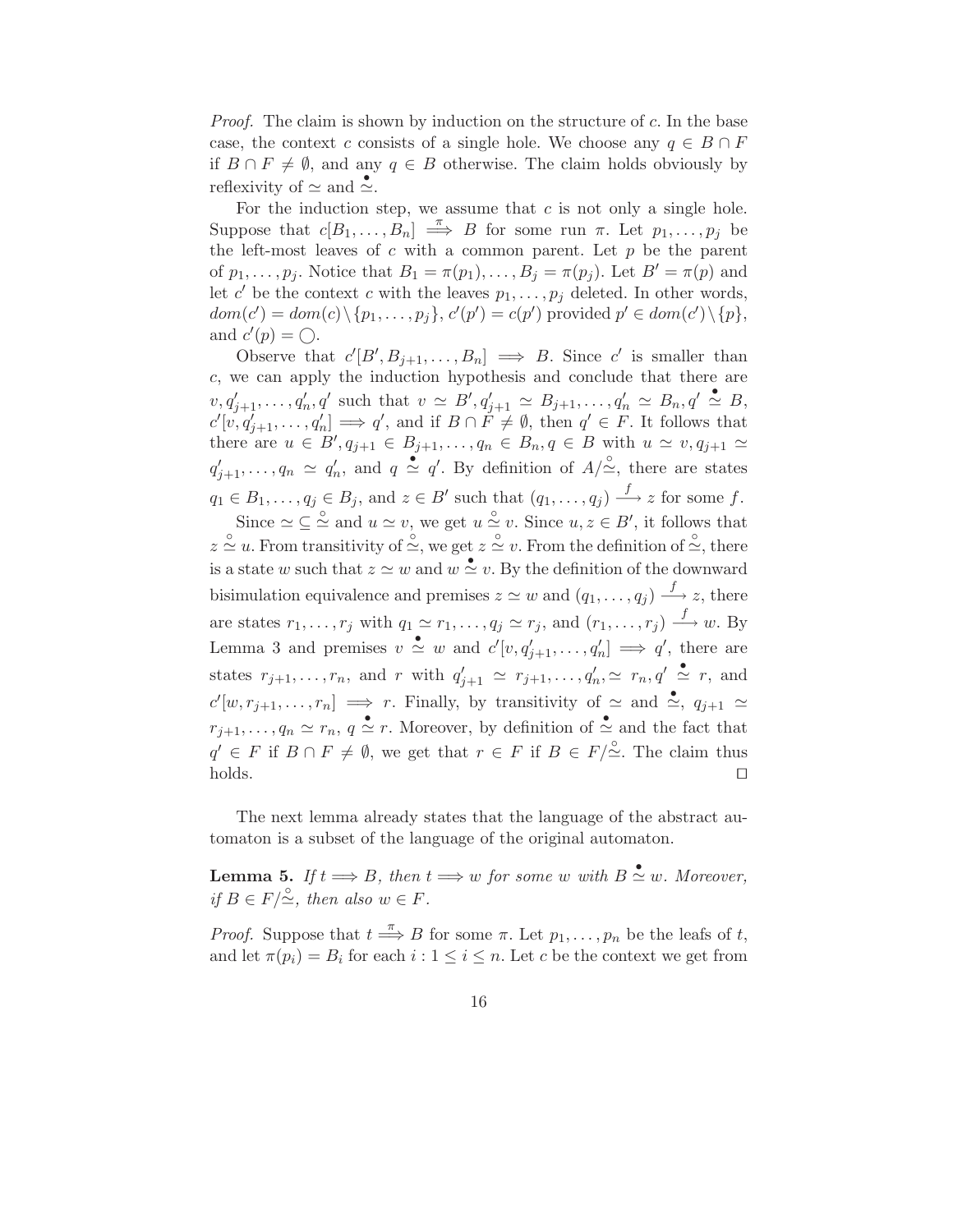*Proof.* The claim is shown by induction on the structure of $c$. In the base case, the context $c$ consists of a single hole. We choose any $q \in B \cap F$ if $B \cap F \neq \emptyset$, and any $q \in B$ otherwise. The claim holds obviously by reflexivity of $\simeq$ and $\overset{\bullet}{\simeq}$.

For the induction step, we assume that $c$ is not only a single hole. Suppose that $c[B_1, \ldots, B_n] \overset{\pi}{\Longrightarrow} B$ for some run $\pi$. Let $p_1, \ldots, p_j$ be the left-most leaves of $c$ with a common parent. Let $p$ be the parent of $p_1, \ldots, p_j$. Notice that $B_1 = \pi(p_1), \ldots, B_j = \pi(p_j)$. Let $B' = \pi(p)$ and let $c'$ be the context $c$ with the leaves $p_1, \ldots, p_j$ deleted. In other words, $dom(c') = dom(c) \setminus \{p_1, \ldots, p_j\}$, $c'(p') = c(p')$ provided $p' \in dom(c') \setminus \{p\}$, and $c'(p) = \bigcirc$.

Observe that $c'[B', B_{j+1}, \ldots, B_n] \Longrightarrow B$. Since $c'$ is smaller than $c$, we can apply the induction hypothesis and conclude that there are $v, q'_{j+1}, \ldots, q'_n, q'$ such that $v \simeq B', q'_{j+1} \simeq B_{j+1}, \ldots, q'_n \simeq B_n, q' \overset{\bullet}{\simeq} B$, $c'[v, q'_{j+1}, \ldots, q'_n] \Longrightarrow q'$, and if $B \cap F \neq \emptyset$, then $q' \in F$. It follows that there are $u \in B', q_{j+1} \in B_{j+1}, \ldots, q_n \in B_n, q \in B$ with $u \simeq v, q_{j+1} \simeq q'_{j+1}, \ldots, q_n \simeq q'_n$, and $q \overset{\bullet}{\simeq} q'$. By definition of $A/\overset{\circ}{\simeq}$, there are states $q_1 \in B_1, \ldots, q_j \in B_j$, and $z \in B'$ such that $(q_1, \ldots, q_j) \overset{f}{\longrightarrow} z$ for some $f$.

Since $\simeq \subseteq \overset{\circ}{\simeq}$ and $u \simeq v$, we get $u \overset{\circ}{\simeq} v$. Since $u, z \in B'$, it follows that $z \overset{\circ}{\simeq} u$. From transitivity of $\overset{\circ}{\simeq}$, we get $z \overset{\circ}{\simeq} v$. From the definition of $\overset{\circ}{\simeq}$, there is a state $w$ such that $z \simeq w$ and $w \overset{\bullet}{\simeq} v$. By the definition of the downward bisimulation equivalence and premises $z \simeq w$ and $(q_1, \ldots, q_j) \overset{f}{\longrightarrow} z$, there are states $r_1, \ldots, r_j$ with $q_1 \simeq r_1, \ldots, q_j \simeq r_j$, and $(r_1, \ldots, r_j) \overset{f}{\longrightarrow} w$. By Lemma 3 and premises $v \overset{\bullet}{\simeq} w$ and $c'[v, q'_{j+1}, \ldots, q'_n] \Longrightarrow q'$, there are states $r_{j+1}, \ldots, r_n$, and $r$ with $q'_{j+1} \simeq r_{j+1}, \ldots, q'_n, \simeq r_n, q' \overset{\bullet}{\simeq} r$, and $c'[w, r_{j+1}, \ldots, r_n] \Longrightarrow r$. Finally, by transitivity of $\simeq$ and $\overset{\bullet}{\simeq}$, $q_{j+1} \simeq r_{j+1}, \ldots, q_n \simeq r_n, q \overset{\bullet}{\simeq} r$. Moreover, by definition of $\overset{\bullet}{\simeq}$ and the fact that $q' \in F$ if $B \cap F \neq \emptyset$, we get that $r \in F$ if $B \in F/\overset{\circ}{\simeq}$. The claim thus holds. ☐

The next lemma already states that the language of the abstract automaton is a subset of the language of the original automaton.

**Lemma 5.** *If $t \Longrightarrow B$, then $t \Longrightarrow w$ for some $w$ with $B \overset{\bullet}{\simeq} w$. Moreover, if $B \in F/\overset{\circ}{\simeq}$, then also $w \in F$.*

*Proof.* Suppose that $t \overset{\pi}{\Longrightarrow} B$ for some $\pi$. Let $p_1, \ldots, p_n$ be the leafs of $t$, and let $\pi(p_i) = B_i$ for each $i : 1 \leq i \leq n$. Let $c$ be the context we get from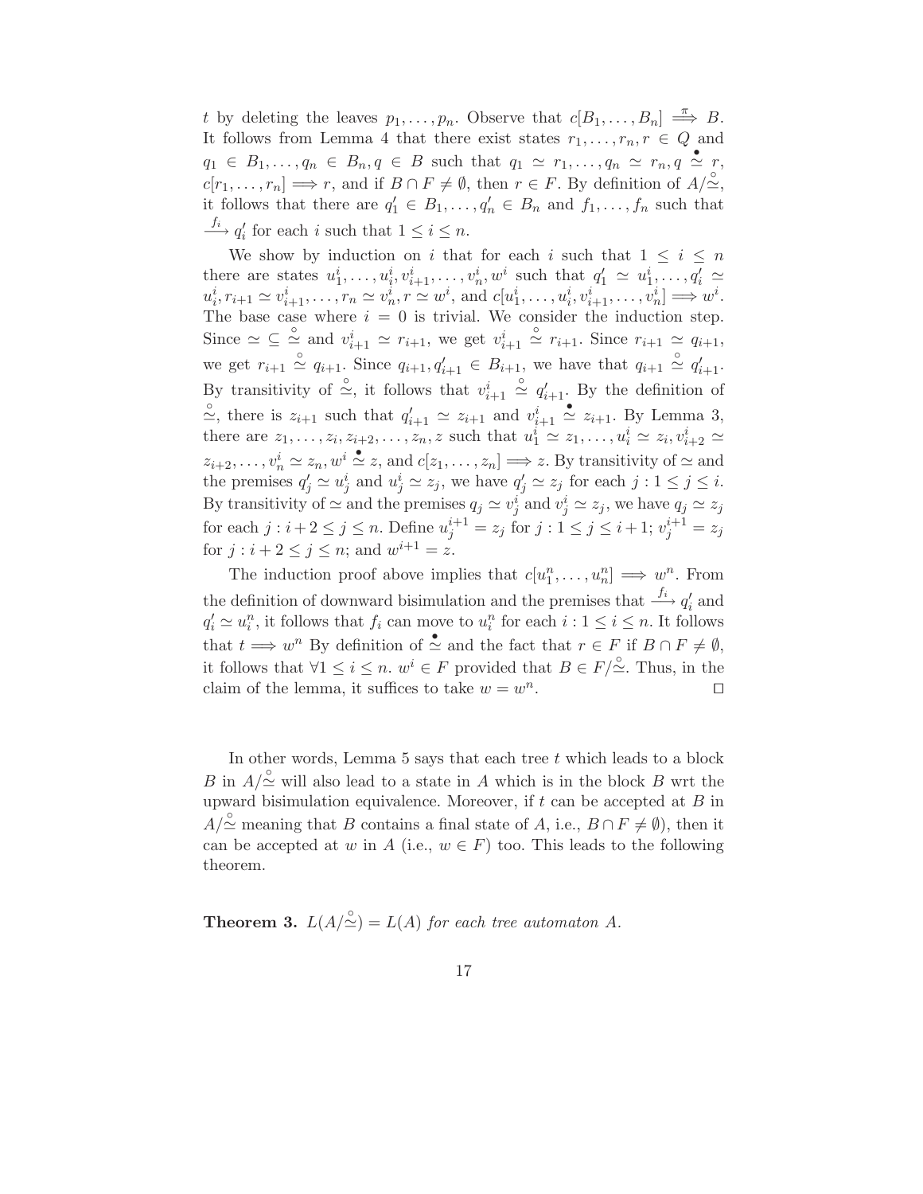$t$ by deleting the leaves $p_1, \ldots, p_n$. Observe that $c[B_1, \ldots, B_n] \stackrel{\pi}{\Longrightarrow} B$. It follows from Lemma 4 that there exist states $r_1, \ldots, r_n, r \in Q$ and $q_1 \in B_1, \ldots, q_n \in B_n, q \in B$ such that $q_1 \simeq r_1, \ldots, q_n \simeq r_n, q \stackrel{\bullet}{\simeq} r$, $c[r_1, \ldots, r_n] \Longrightarrow r$, and if $B \cap F \neq \emptyset$, then $r \in F$. By definition of $A/\stackrel{\circ}{\simeq}$, it follows that there are $q'_1 \in B_1, \ldots, q'_n \in B_n$ and $f_1, \ldots, f_n$ such that $\stackrel{f_i}{\longrightarrow} q'_i$ for each $i$ such that $1 \leq i \leq n$.

We show by induction on $i$ that for each $i$ such that $1 \leq i \leq n$ there are states $u^i_1, \ldots, u^i_i, v^i_{i+1}, \ldots, v^i_n, w^i$ such that $q'_1 \simeq u^i_1, \ldots, q'_i \simeq u^i_i, r_{i+1} \simeq v^i_{i+1}, \ldots, r_n \simeq v^i_n, r \simeq w^i$, and $c[u^i_1, \ldots, u^i_i, v^i_{i+1}, \ldots, v^i_n] \Longrightarrow w^i$. The base case where $i = 0$ is trivial. We consider the induction step. Since $\simeq \subseteq \stackrel{\circ}{\simeq}$ and $v^i_{i+1} \simeq r_{i+1}$, we get $v^i_{i+1} \stackrel{\circ}{\simeq} r_{i+1}$. Since $r_{i+1} \simeq q_{i+1}$, we get $r_{i+1} \stackrel{\circ}{\simeq} q_{i+1}$. Since $q_{i+1}, q'_{i+1} \in B_{i+1}$, we have that $q_{i+1} \stackrel{\circ}{\simeq} q'_{i+1}$. By transitivity of $\stackrel{\circ}{\simeq}$, it follows that $v^i_{i+1} \stackrel{\circ}{\simeq} q'_{i+1}$. By the definition of $\stackrel{\circ}{\simeq}$, there is $z_{i+1}$ such that $q'_{i+1} \simeq z_{i+1}$ and $v^i_{i+1} \stackrel{\bullet}{\simeq} z_{i+1}$. By Lemma 3, there are $z_1, \ldots, z_i, z_{i+2}, \ldots, z_n, z$ such that $u^i_1 \simeq z_1, \ldots, u^i_i \simeq z_i, v^i_{i+2} \simeq z_{i+2}, \ldots, v^i_n \simeq z_n, w^i \stackrel{\bullet}{\simeq} z$, and $c[z_1, \ldots, z_n] \Longrightarrow z$. By transitivity of $\simeq$ and the premises $q'_j \simeq u^i_j$ and $u^i_j \simeq z_j$, we have $q'_j \simeq z_j$ for each $j : 1 \leq j \leq i$. By transitivity of $\simeq$ and the premises $q_j \simeq v^i_j$ and $v^i_j \simeq z_j$, we have $q_j \simeq z_j$ for each $j : i+2 \leq j \leq n$. Define $u^{i+1}_j = z_j$ for $j : 1 \leq j \leq i+1$; $v^{i+1}_j = z_j$ for $j : i+2 \leq j \leq n$; and $w^{i+1} = z$.

The induction proof above implies that $c[u^n_1, \ldots, u^n_n] \Longrightarrow w^n$. From the definition of downward bisimulation and the premises that $\stackrel{f_i}{\longrightarrow} q'_i$ and $q'_i \simeq u^n_i$, it follows that $f_i$ can move to $u^n_i$ for each $i : 1 \leq i \leq n$. It follows that $t \Longrightarrow w^n$ By definition of $\stackrel{\bullet}{\simeq}$ and the fact that $r \in F$ if $B \cap F \neq \emptyset$, it follows that $\forall 1 \leq i \leq n.\ w^i \in F$ provided that $B \in F/\stackrel{\circ}{\simeq}$. Thus, in the claim of the lemma, it suffices to take $w = w^n$. $\square$

In other words, Lemma 5 says that each tree $t$ which leads to a block $B$ in $A/\stackrel{\circ}{\simeq}$ will also lead to a state in $A$ which is in the block $B$ wrt the upward bisimulation equivalence. Moreover, if $t$ can be accepted at $B$ in $A/\stackrel{\circ}{\simeq}$ meaning that $B$ contains a final state of $A$, i.e., $B \cap F \neq \emptyset$), then it can be accepted at $w$ in $A$ (i.e., $w \in F$) too. This leads to the following theorem.

**Theorem 3.** *$L(A/\stackrel{\circ}{\simeq}) = L(A)$ for each tree automaton $A$.*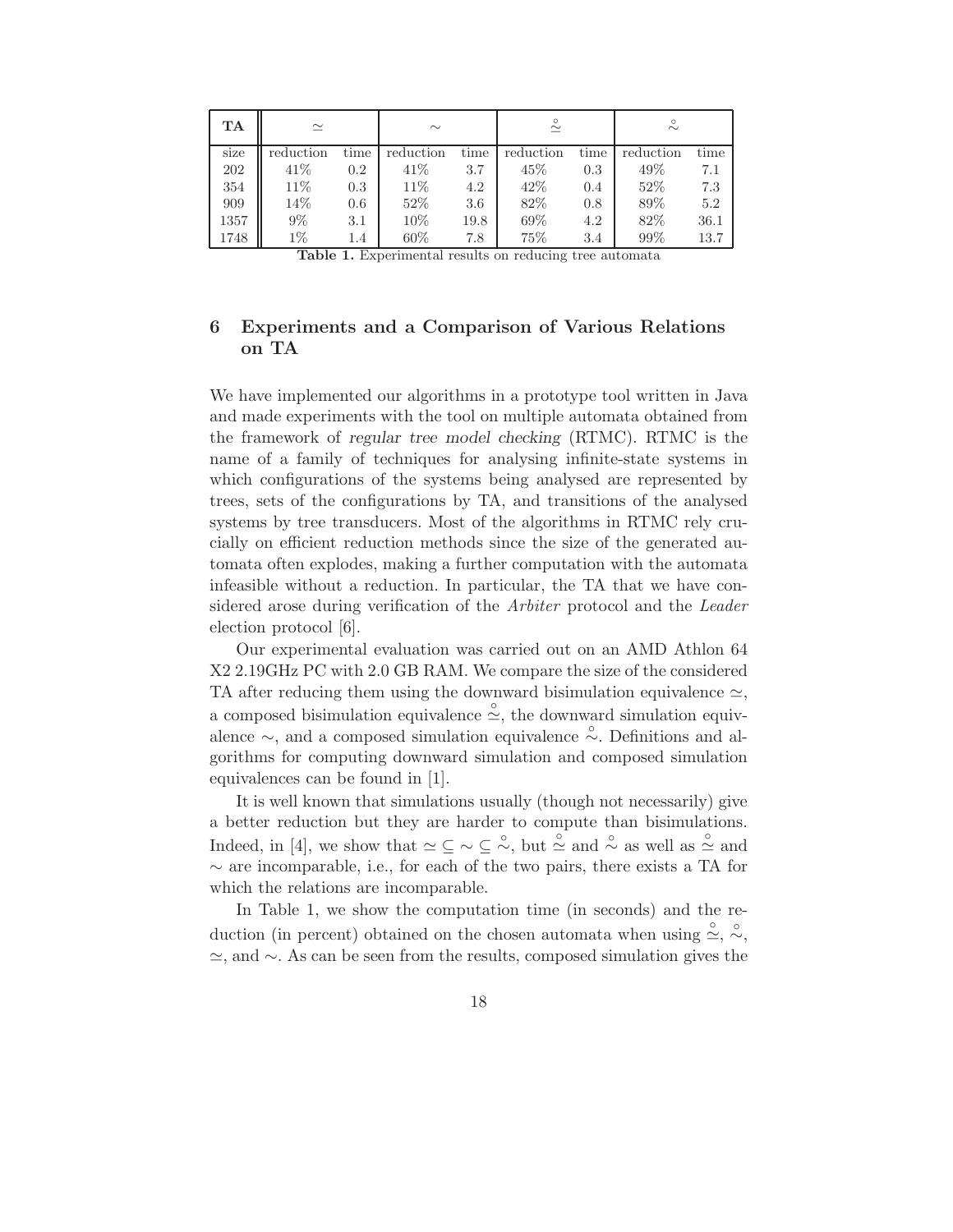| TA | $\simeq$ | | $\sim$ | | $\overset{\circ}{\simeq}$ | | $\overset{\circ}{\sim}$ | |
|---|---|---|---|---|---|---|---|---|
| size | reduction | time | reduction | time | reduction | time | reduction | time |
| 202 | 41% | 0.2 | 41% | 3.7 | 45% | 0.3 | 49% | 7.1 |
| 354 | 11% | 0.3 | 11% | 4.2 | 42% | 0.4 | 52% | 7.3 |
| 909 | 14% | 0.6 | 52% | 3.6 | 82% | 0.8 | 89% | 5.2 |
| 1357 | 9% | 3.1 | 10% | 19.8 | 69% | 4.2 | 82% | 36.1 |
| 1748 | 1% | 1.4 | 60% | 7.8 | 75% | 3.4 | 99% | 13.7 |

**Table 1.** Experimental results on reducing tree automata

## 6 Experiments and a Comparison of Various Relations on TA

We have implemented our algorithms in a prototype tool written in Java and made experiments with the tool on multiple automata obtained from the framework of *regular tree model checking* (RTMC). RTMC is the name of a family of techniques for analysing infinite-state systems in which configurations of the systems being analysed are represented by trees, sets of the configurations by TA, and transitions of the analysed systems by tree transducers. Most of the algorithms in RTMC rely crucially on efficient reduction methods since the size of the generated automata often explodes, making a further computation with the automata infeasible without a reduction. In particular, the TA that we have considered arose during verification of the *Arbiter* protocol and the *Leader* election protocol [6].

Our experimental evaluation was carried out on an AMD Athlon 64 X2 2.19GHz PC with 2.0 GB RAM. We compare the size of the considered TA after reducing them using the downward bisimulation equivalence $\simeq$, a composed bisimulation equivalence $\overset{\circ}{\simeq}$, the downward simulation equivalence $\sim$, and a composed simulation equivalence $\overset{\circ}{\sim}$. Definitions and algorithms for computing downward simulation and composed simulation equivalences can be found in [1].

It is well known that simulations usually (though not necessarily) give a better reduction but they are harder to compute than bisimulations. Indeed, in [4], we show that $\simeq\, \subseteq\, \sim\, \subseteq\, \overset{\circ}{\sim}$, but $\overset{\circ}{\simeq}$ and $\overset{\circ}{\sim}$ as well as $\overset{\circ}{\simeq}$ and $\sim$ are incomparable, i.e., for each of the two pairs, there exists a TA for which the relations are incomparable.

In Table 1, we show the computation time (in seconds) and the reduction (in percent) obtained on the chosen automata when using $\overset{\circ}{\simeq}$, $\overset{\circ}{\sim}$, $\simeq$, and $\sim$. As can be seen from the results, composed simulation gives the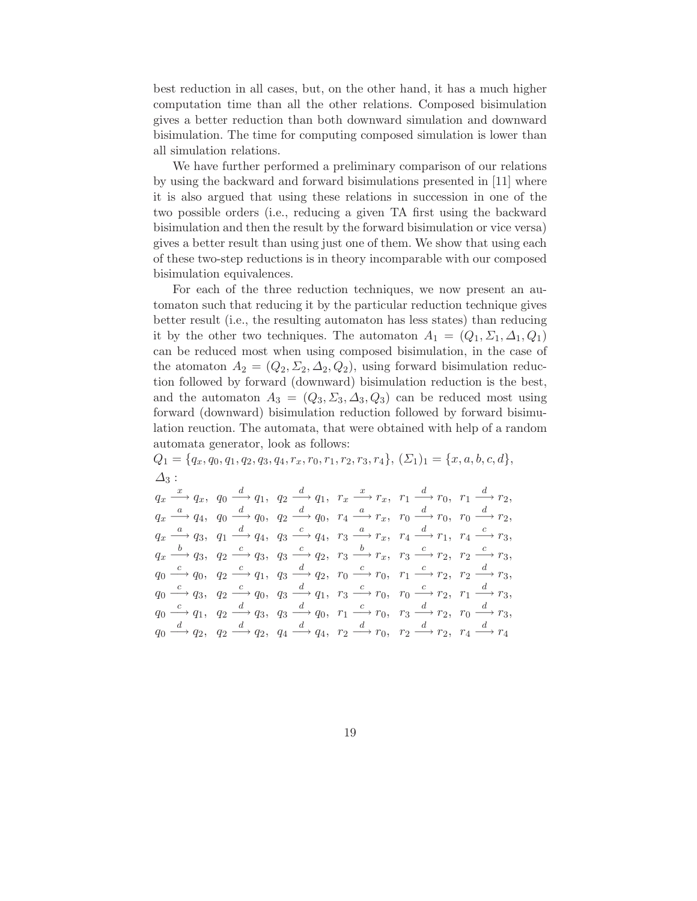best reduction in all cases, but, on the other hand, it has a much higher computation time than all the other relations. Composed bisimulation gives a better reduction than both downward simulation and downward bisimulation. The time for computing composed simulation is lower than all simulation relations.

We have further performed a preliminary comparison of our relations by using the backward and forward bisimulations presented in [11] where it is also argued that using these relations in succession in one of the two possible orders (i.e., reducing a given TA first using the backward bisimulation and then the result by the forward bisimulation or vice versa) gives a better result than using just one of them. We show that using each of these two-step reductions is in theory incomparable with our composed bisimulation equivalences.

For each of the three reduction techniques, we now present an automaton such that reducing it by the particular reduction technique gives better result (i.e., the resulting automaton has less states) than reducing it by the other two techniques. The automaton $A_1 = (Q_1, \Sigma_1, \Delta_1, Q_1)$ can be reduced most when using composed bisimulation, in the case of the atomaton $A_2 = (Q_2, \Sigma_2, \Delta_2, Q_2)$, using forward bisimulation reduction followed by forward (downward) bisimulation reduction is the best, and the automaton $A_3 = (Q_3, \Sigma_3, \Delta_3, Q_3)$ can be reduced most using forward (downward) bisimulation reduction followed by forward bisimulation reuction. The automata, that were obtained with help of a random automata generator, look as follows:

$Q_1 = \{q_x, q_0, q_1, q_2, q_3, q_4, r_x, r_0, r_1, r_2, r_3, r_4\}$, $(\Sigma_1)_1 = \{x, a, b, c, d\}$,
$\Delta_3$ :

$$
\begin{array}{llllll}
q_x \xrightarrow{x} q_x, & q_0 \xrightarrow{d} q_1, & q_2 \xrightarrow{d} q_1, & r_x \xrightarrow{x} r_x, & r_1 \xrightarrow{d} r_0, & r_1 \xrightarrow{d} r_2, \\
q_x \xrightarrow{a} q_4, & q_0 \xrightarrow{d} q_0, & q_2 \xrightarrow{d} q_0, & r_4 \xrightarrow{a} r_x, & r_0 \xrightarrow{d} r_0, & r_0 \xrightarrow{d} r_2, \\
q_x \xrightarrow{a} q_3, & q_1 \xrightarrow{d} q_4, & q_3 \xrightarrow{c} q_4, & r_3 \xrightarrow{a} r_x, & r_4 \xrightarrow{d} r_1, & r_4 \xrightarrow{c} r_3, \\
q_x \xrightarrow{b} q_3, & q_2 \xrightarrow{c} q_3, & q_3 \xrightarrow{c} q_2, & r_3 \xrightarrow{b} r_x, & r_3 \xrightarrow{c} r_2, & r_2 \xrightarrow{c} r_3, \\
q_0 \xrightarrow{c} q_0, & q_2 \xrightarrow{c} q_1, & q_3 \xrightarrow{d} q_2, & r_0 \xrightarrow{c} r_0, & r_1 \xrightarrow{c} r_2, & r_2 \xrightarrow{d} r_3, \\
q_0 \xrightarrow{c} q_3, & q_2 \xrightarrow{c} q_0, & q_3 \xrightarrow{d} q_1, & r_3 \xrightarrow{c} r_0, & r_0 \xrightarrow{c} r_2, & r_1 \xrightarrow{d} r_3, \\
q_0 \xrightarrow{c} q_1, & q_2 \xrightarrow{d} q_3, & q_3 \xrightarrow{d} q_0, & r_1 \xrightarrow{c} r_0, & r_3 \xrightarrow{d} r_2, & r_0 \xrightarrow{d} r_3, \\
q_0 \xrightarrow{d} q_2, & q_2 \xrightarrow{d} q_2, & q_4 \xrightarrow{d} q_4, & r_2 \xrightarrow{d} r_0, & r_2 \xrightarrow{d} r_2, & r_4 \xrightarrow{d} r_4
\end{array}
$$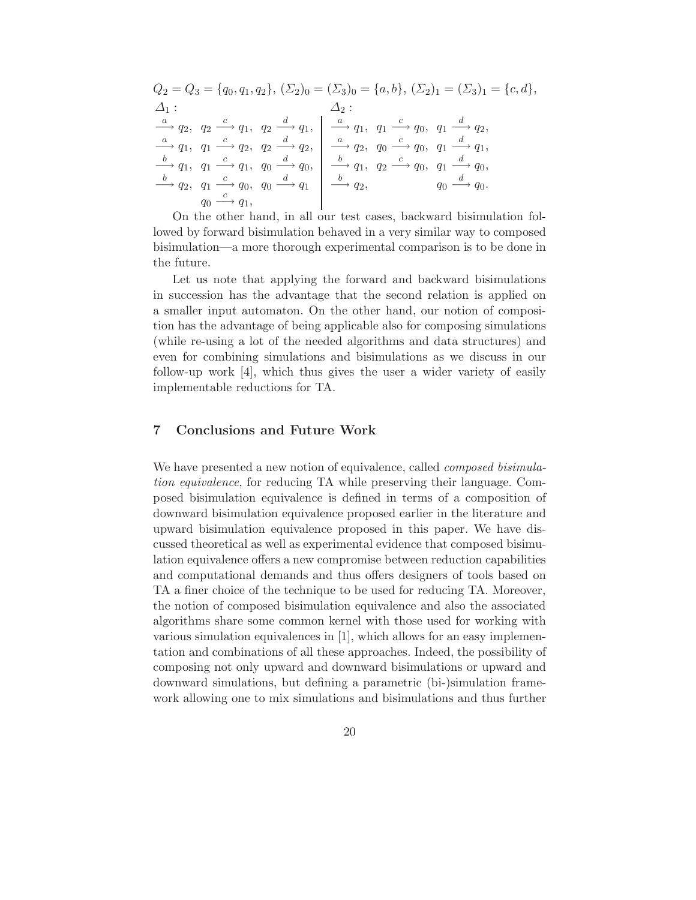$Q_2 = Q_3 = \{q_0, q_1, q_2\}$, $(\Sigma_2)_0 = (\Sigma_3)_0 = \{a, b\}$, $(\Sigma_2)_1 = (\Sigma_3)_1 = \{c, d\}$,

| $\Delta_1$ : | $\Delta_2$ : |
| --- | --- |
| $\xrightarrow{a} q_2,\ q_2 \xrightarrow{c} q_1,\ q_2 \xrightarrow{d} q_1,$ | $\xrightarrow{a} q_1,\ q_1 \xrightarrow{c} q_0,\ q_1 \xrightarrow{d} q_2,$ |
| $\xrightarrow{a} q_1,\ q_1 \xrightarrow{c} q_2,\ q_2 \xrightarrow{d} q_2,$ | $\xrightarrow{a} q_2,\ q_0 \xrightarrow{c} q_0,\ q_1 \xrightarrow{d} q_1,$ |
| $\xrightarrow{b} q_1,\ q_1 \xrightarrow{c} q_1,\ q_0 \xrightarrow{d} q_0,$ | $\xrightarrow{b} q_1,\ q_2 \xrightarrow{c} q_0,\ q_1 \xrightarrow{d} q_0,$ |
| $\xrightarrow{b} q_2,\ q_1 \xrightarrow{c} q_0,\ q_0 \xrightarrow{d} q_1$ | $\xrightarrow{b} q_2,\ q_0 \xrightarrow{d} q_0.$ |
| $q_0 \xrightarrow{c} q_1,$ | |

On the other hand, in all our test cases, backward bisimulation followed by forward bisimulation behaved in a very similar way to composed bisimulation—a more thorough experimental comparison is to be done in the future.

Let us note that applying the forward and backward bisimulations in succession has the advantage that the second relation is applied on a smaller input automaton. On the other hand, our notion of composition has the advantage of being applicable also for composing simulations (while re-using a lot of the needed algorithms and data structures) and even for combining simulations and bisimulations as we discuss in our follow-up work [4], which thus gives the user a wider variety of easily implementable reductions for TA.

## 7 Conclusions and Future Work

We have presented a new notion of equivalence, called *composed bisimulation equivalence*, for reducing TA while preserving their language. Composed bisimulation equivalence is defined in terms of a composition of downward bisimulation equivalence proposed earlier in the literature and upward bisimulation equivalence proposed in this paper. We have discussed theoretical as well as experimental evidence that composed bisimulation equivalence offers a new compromise between reduction capabilities and computational demands and thus offers designers of tools based on TA a finer choice of the technique to be used for reducing TA. Moreover, the notion of composed bisimulation equivalence and also the associated algorithms share some common kernel with those used for working with various simulation equivalences in [1], which allows for an easy implementation and combinations of all these approaches. Indeed, the possibility of composing not only upward and downward bisimulations or upward and downward simulations, but defining a parametric (bi-)simulation framework allowing one to mix simulations and bisimulations and thus further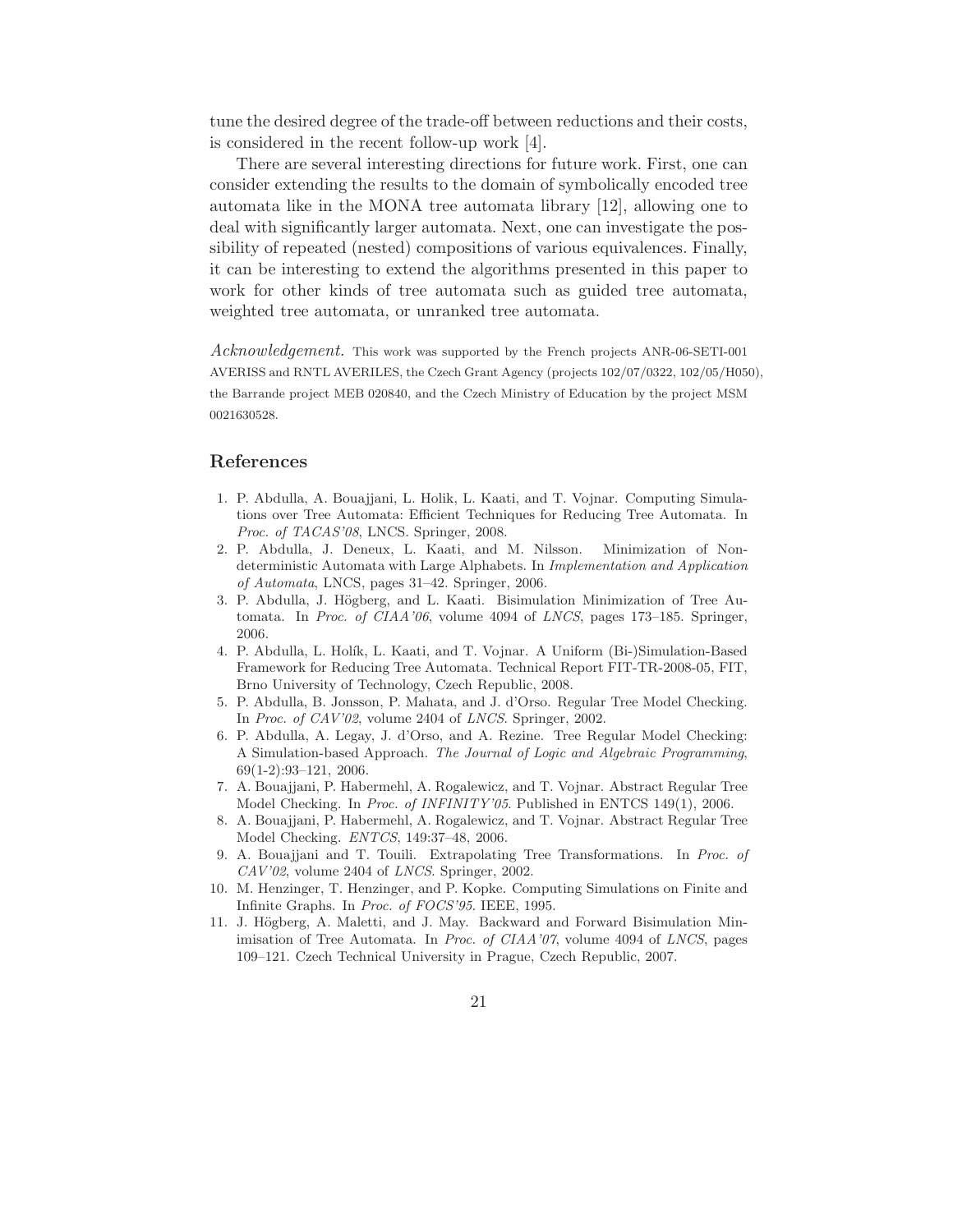tune the desired degree of the trade-off between reductions and their costs, is considered in the recent follow-up work [4].

There are several interesting directions for future work. First, one can consider extending the results to the domain of symbolically encoded tree automata like in the MONA tree automata library [12], allowing one to deal with significantly larger automata. Next, one can investigate the possibility of repeated (nested) compositions of various equivalences. Finally, it can be interesting to extend the algorithms presented in this paper to work for other kinds of tree automata such as guided tree automata, weighted tree automata, or unranked tree automata.

*Acknowledgement.* This work was supported by the French projects ANR-06-SETI-001 AVERISS and RNTL AVERILES, the Czech Grant Agency (projects 102/07/0322, 102/05/H050), the Barrande project MEB 020840, and the Czech Ministry of Education by the project MSM 0021630528.

## References

1. P. Abdulla, A. Bouajjani, L. Holik, L. Kaati, and T. Vojnar. Computing Simulations over Tree Automata: Efficient Techniques for Reducing Tree Automata. In *Proc. of TACAS'08*, LNCS. Springer, 2008.
2. P. Abdulla, J. Deneux, L. Kaati, and M. Nilsson. Minimization of Non-deterministic Automata with Large Alphabets. In *Implementation and Application of Automata*, LNCS, pages 31–42. Springer, 2006.
3. P. Abdulla, J. Högberg, and L. Kaati. Bisimulation Minimization of Tree Automata. In *Proc. of CIAA'06*, volume 4094 of *LNCS*, pages 173–185. Springer, 2006.
4. P. Abdulla, L. Holík, L. Kaati, and T. Vojnar. A Uniform (Bi-)Simulation-Based Framework for Reducing Tree Automata. Technical Report FIT-TR-2008-05, FIT, Brno University of Technology, Czech Republic, 2008.
5. P. Abdulla, B. Jonsson, P. Mahata, and J. d'Orso. Regular Tree Model Checking. In *Proc. of CAV'02*, volume 2404 of *LNCS*. Springer, 2002.
6. P. Abdulla, A. Legay, J. d'Orso, and A. Rezine. Tree Regular Model Checking: A Simulation-based Approach. *The Journal of Logic and Algebraic Programming*, 69(1-2):93–121, 2006.
7. A. Bouajjani, P. Habermehl, A. Rogalewicz, and T. Vojnar. Abstract Regular Tree Model Checking. In *Proc. of INFINITY'05*. Published in ENTCS 149(1), 2006.
8. A. Bouajjani, P. Habermehl, A. Rogalewicz, and T. Vojnar. Abstract Regular Tree Model Checking. *ENTCS*, 149:37–48, 2006.
9. A. Bouajjani and T. Touili. Extrapolating Tree Transformations. In *Proc. of CAV'02*, volume 2404 of *LNCS*. Springer, 2002.
10. M. Henzinger, T. Henzinger, and P. Kopke. Computing Simulations on Finite and Infinite Graphs. In *Proc. of FOCS'95*. IEEE, 1995.
11. J. Högberg, A. Maletti, and J. May. Backward and Forward Bisimulation Minimisation of Tree Automata. In *Proc. of CIAA'07*, volume 4094 of *LNCS*, pages 109–121. Czech Technical University in Prague, Czech Republic, 2007.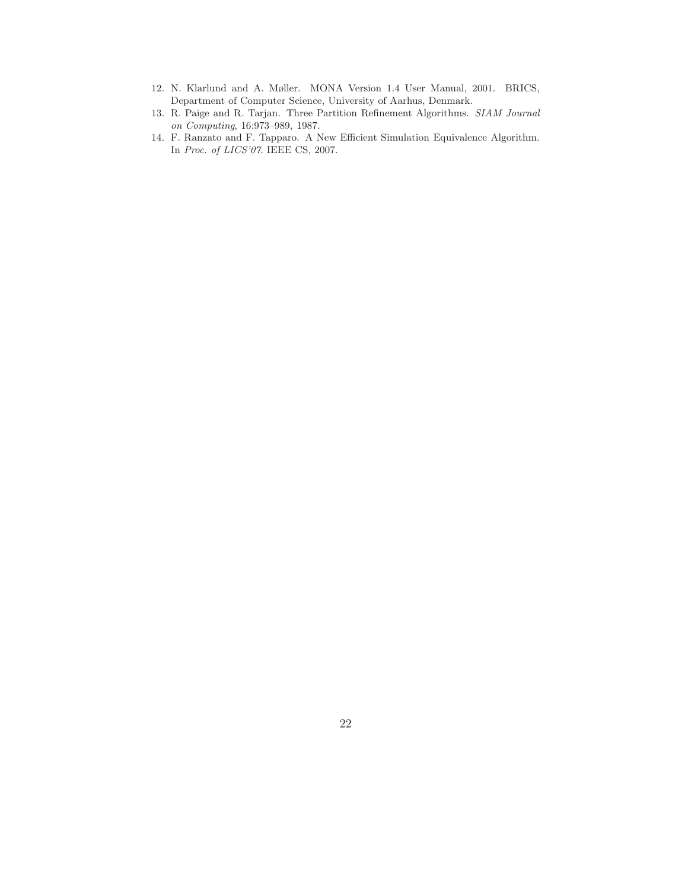12. N. Klarlund and A. Møller. MONA Version 1.4 User Manual, 2001. BRICS, Department of Computer Science, University of Aarhus, Denmark.
13. R. Paige and R. Tarjan. Three Partition Refinement Algorithms. *SIAM Journal on Computing*, 16:973–989, 1987.
14. F. Ranzato and F. Tapparo. A New Efficient Simulation Equivalence Algorithm. In *Proc. of LICS'07*. IEEE CS, 2007.